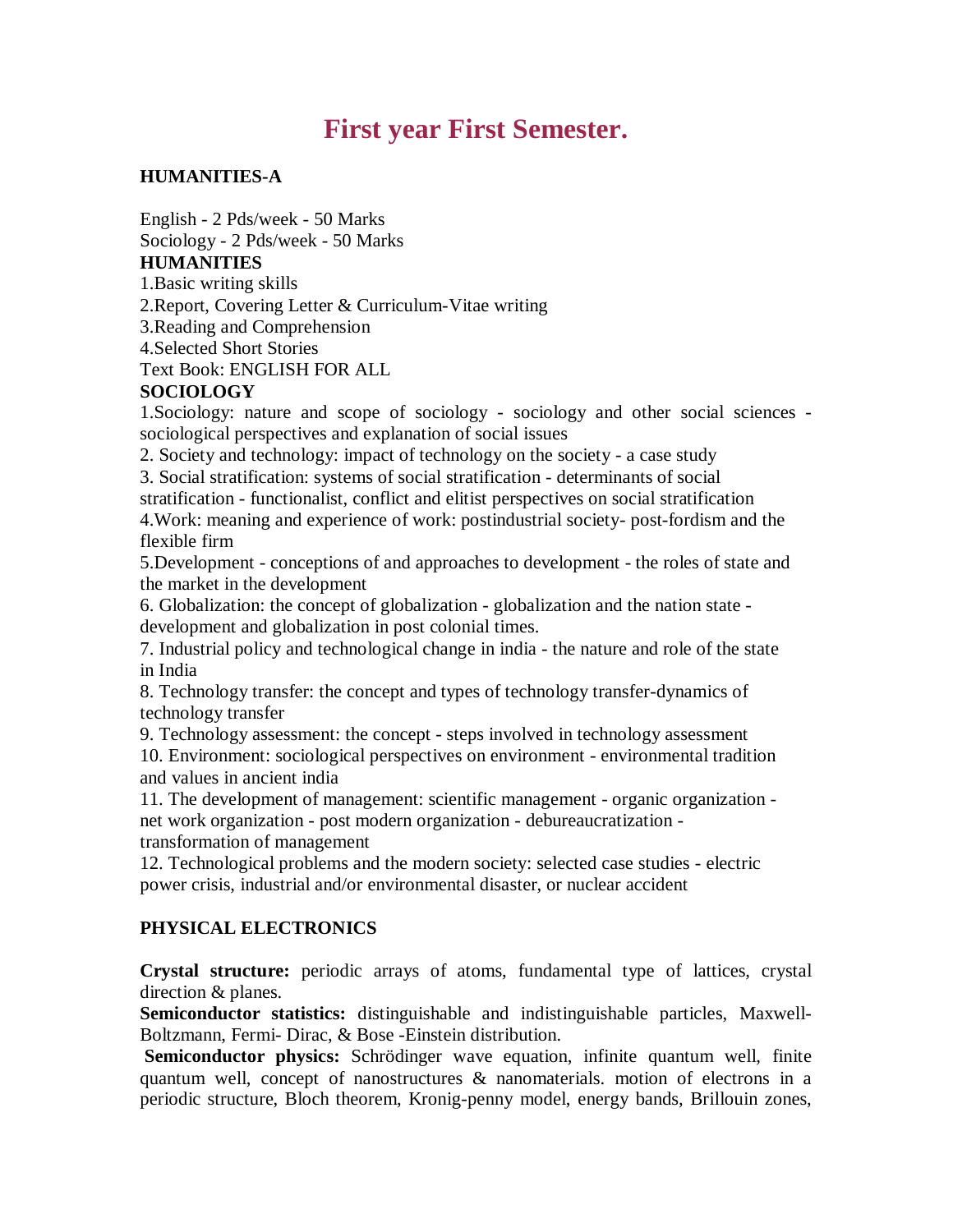# First year First Semester.

**HUMANITIES-A**

English - 2 Pds/week - 50 Marks
Sociology - 2 Pds/week - 50 Marks

**HUMANITIES**

1.Basic writing skills
2.Report, Covering Letter & Curriculum-Vitae writing
3.Reading and Comprehension
4.Selected Short Stories
Text Book: ENGLISH FOR ALL

**SOCIOLOGY**

1.Sociology: nature and scope of sociology - sociology and other social sciences - sociological perspectives and explanation of social issues
2. Society and technology: impact of technology on the society - a case study
3. Social stratification: systems of social stratification - determinants of social stratification - functionalist, conflict and elitist perspectives on social stratification
4.Work: meaning and experience of work: postindustrial society- post-fordism and the flexible firm
5.Development - conceptions of and approaches to development - the roles of state and the market in the development
6. Globalization: the concept of globalization - globalization and the nation state - development and globalization in post colonial times.
7. Industrial policy and technological change in india - the nature and role of the state in India
8. Technology transfer: the concept and types of technology transfer-dynamics of technology transfer
9. Technology assessment: the concept - steps involved in technology assessment
10. Environment: sociological perspectives on environment - environmental tradition and values in ancient india
11. The development of management: scientific management - organic organization - net work organization - post modern organization - debureaucratization - transformation of management
12. Technological problems and the modern society: selected case studies - electric power crisis, industrial and/or environmental disaster, or nuclear accident

**PHYSICAL ELECTRONICS**

**Crystal structure:** periodic arrays of atoms, fundamental type of lattices, crystal direction & planes.

**Semiconductor statistics:** distinguishable and indistinguishable particles, Maxwell-Boltzmann, Fermi- Dirac, & Bose -Einstein distribution.

**Semiconductor physics:** Schrödinger wave equation, infinite quantum well, finite quantum well, concept of nanostructures & nanomaterials. motion of electrons in a periodic structure, Bloch theorem, Kronig-penny model, energy bands, Brillouin zones,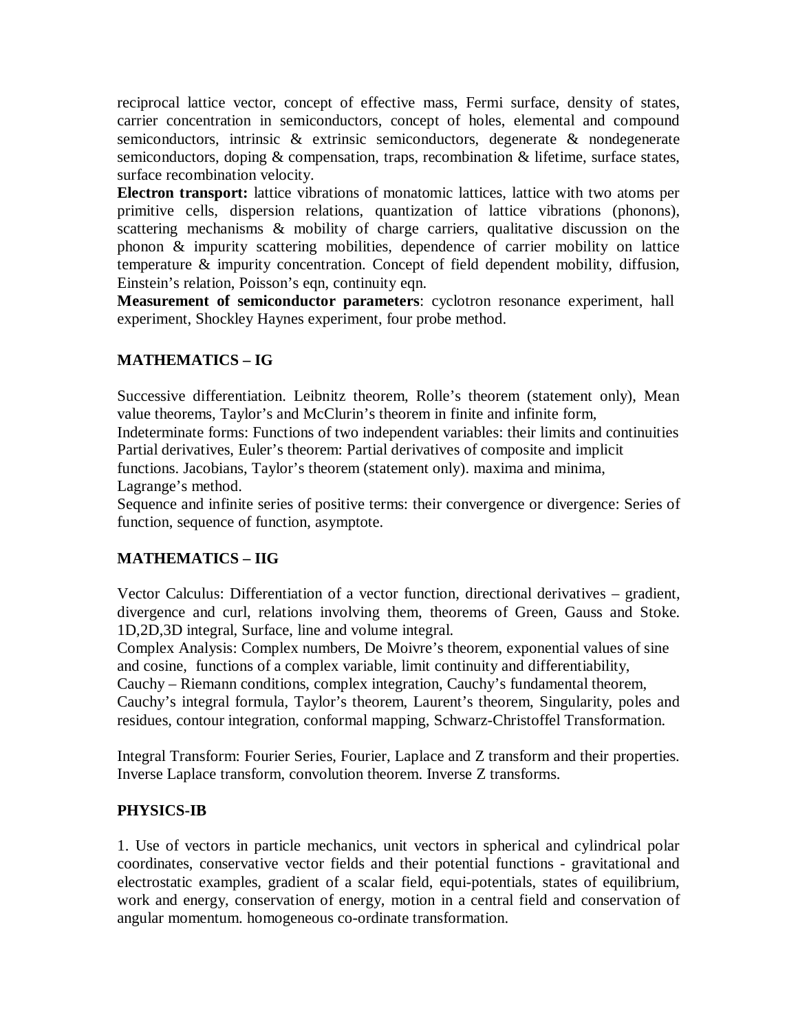reciprocal lattice vector, concept of effective mass, Fermi surface, density of states, carrier concentration in semiconductors, concept of holes, elemental and compound semiconductors, intrinsic & extrinsic semiconductors, degenerate & nondegenerate semiconductors, doping & compensation, traps, recombination & lifetime, surface states, surface recombination velocity.

**Electron transport:** lattice vibrations of monatomic lattices, lattice with two atoms per primitive cells, dispersion relations, quantization of lattice vibrations (phonons), scattering mechanisms & mobility of charge carriers, qualitative discussion on the phonon & impurity scattering mobilities, dependence of carrier mobility on lattice temperature & impurity concentration. Concept of field dependent mobility, diffusion, Einstein's relation, Poisson's eqn, continuity eqn.

**Measurement of semiconductor parameters**: cyclotron resonance experiment, hall experiment, Shockley Haynes experiment, four probe method.

## MATHEMATICS – IG

Successive differentiation. Leibnitz theorem, Rolle's theorem (statement only), Mean value theorems, Taylor's and McClurin's theorem in finite and infinite form,
Indeterminate forms: Functions of two independent variables: their limits and continuities
Partial derivatives, Euler's theorem: Partial derivatives of composite and implicit functions. Jacobians, Taylor's theorem (statement only). maxima and minima, Lagrange's method.
Sequence and infinite series of positive terms: their convergence or divergence: Series of function, sequence of function, asymptote.

## MATHEMATICS – IIG

Vector Calculus: Differentiation of a vector function, directional derivatives – gradient, divergence and curl, relations involving them, theorems of Green, Gauss and Stoke. 1D,2D,3D integral, Surface, line and volume integral.
Complex Analysis: Complex numbers, De Moivre's theorem, exponential values of sine and cosine, functions of a complex variable, limit continuity and differentiability, Cauchy – Riemann conditions, complex integration, Cauchy's fundamental theorem, Cauchy's integral formula, Taylor's theorem, Laurent's theorem, Singularity, poles and residues, contour integration, conformal mapping, Schwarz-Christoffel Transformation.

Integral Transform: Fourier Series, Fourier, Laplace and Z transform and their properties. Inverse Laplace transform, convolution theorem. Inverse Z transforms.

## PHYSICS-IB

1. Use of vectors in particle mechanics, unit vectors in spherical and cylindrical polar coordinates, conservative vector fields and their potential functions - gravitational and electrostatic examples, gradient of a scalar field, equi-potentials, states of equilibrium, work and energy, conservation of energy, motion in a central field and conservation of angular momentum. homogeneous co-ordinate transformation.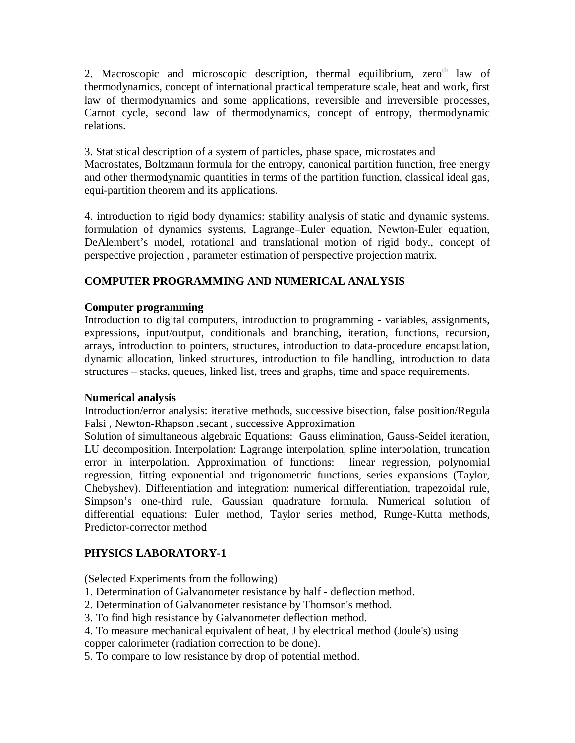2. Macroscopic and microscopic description, thermal equilibrium, zero$^{th}$ law of thermodynamics, concept of international practical temperature scale, heat and work, first law of thermodynamics and some applications, reversible and irreversible processes, Carnot cycle, second law of thermodynamics, concept of entropy, thermodynamic relations.

3. Statistical description of a system of particles, phase space, microstates and Macrostates, Boltzmann formula for the entropy, canonical partition function, free energy and other thermodynamic quantities in terms of the partition function, classical ideal gas, equi-partition theorem and its applications.

4. introduction to rigid body dynamics: stability analysis of static and dynamic systems. formulation of dynamics systems, Lagrange–Euler equation, Newton-Euler equation, DeAlembert's model, rotational and translational motion of rigid body., concept of perspective projection , parameter estimation of perspective projection matrix.

## COMPUTER PROGRAMMING AND NUMERICAL ANALYSIS

### Computer programming

Introduction to digital computers, introduction to programming - variables, assignments, expressions, input/output, conditionals and branching, iteration, functions, recursion, arrays, introduction to pointers, structures, introduction to data-procedure encapsulation, dynamic allocation, linked structures, introduction to file handling, introduction to data structures – stacks, queues, linked list, trees and graphs, time and space requirements.

### Numerical analysis

Introduction/error analysis: iterative methods, successive bisection, false position/Regula Falsi , Newton-Rhapson ,secant , successive Approximation
Solution of simultaneous algebraic Equations: Gauss elimination, Gauss-Seidel iteration, LU decomposition. Interpolation: Lagrange interpolation, spline interpolation, truncation error in interpolation. Approximation of functions: linear regression, polynomial regression, fitting exponential and trigonometric functions, series expansions (Taylor, Chebyshev). Differentiation and integration: numerical differentiation, trapezoidal rule, Simpson's one-third rule, Gaussian quadrature formula. Numerical solution of differential equations: Euler method, Taylor series method, Runge-Kutta methods, Predictor-corrector method

## PHYSICS LABORATORY-1

(Selected Experiments from the following)

1. Determination of Galvanometer resistance by half - deflection method.
2. Determination of Galvanometer resistance by Thomson's method.
3. To find high resistance by Galvanometer deflection method.
4. To measure mechanical equivalent of heat, J by electrical method (Joule's) using copper calorimeter (radiation correction to be done).
5. To compare to low resistance by drop of potential method.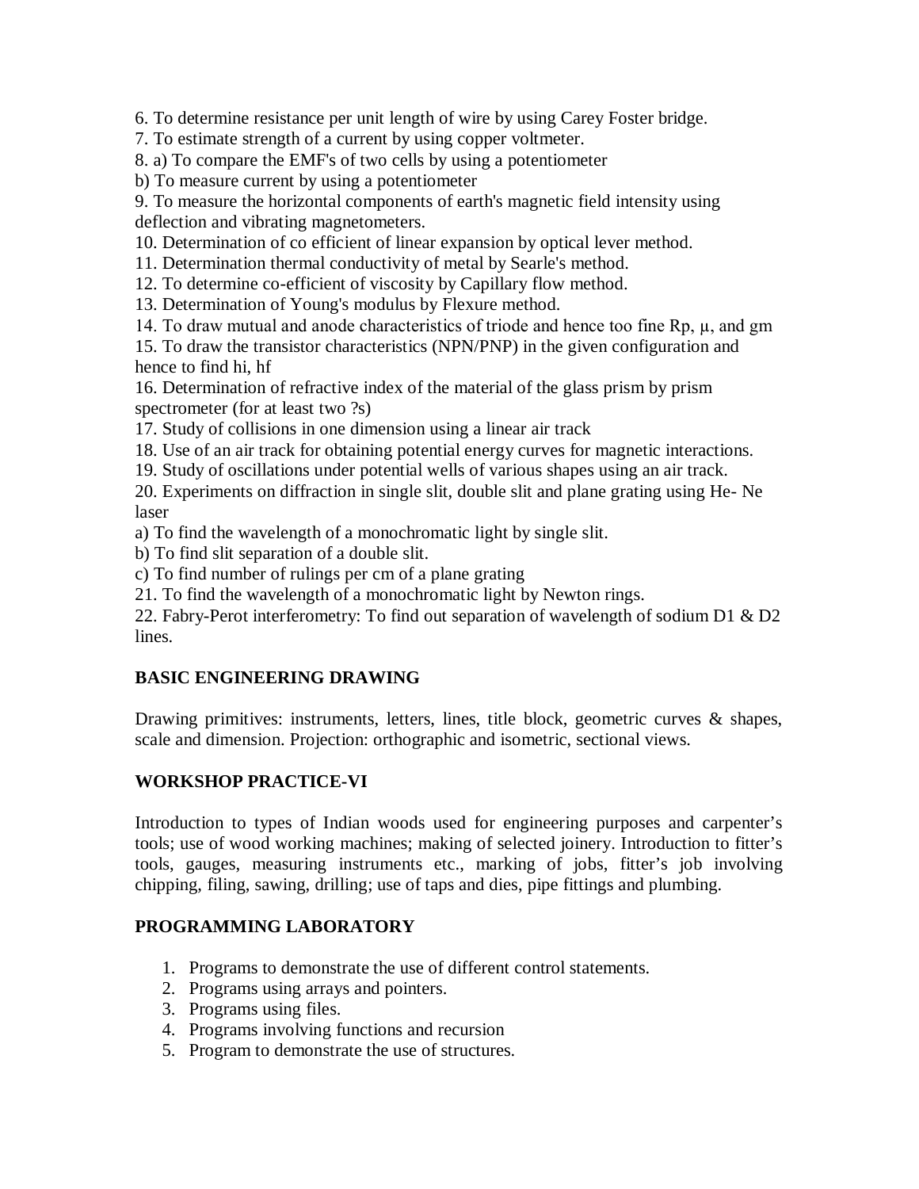6. To determine resistance per unit length of wire by using Carey Foster bridge.
7. To estimate strength of a current by using copper voltmeter.
8. a) To compare the EMF's of two cells by using a potentiometer
b) To measure current by using a potentiometer
9. To measure the horizontal components of earth's magnetic field intensity using deflection and vibrating magnetometers.
10. Determination of co efficient of linear expansion by optical lever method.
11. Determination thermal conductivity of metal by Searle's method.
12. To determine co-efficient of viscosity by Capillary flow method.
13. Determination of Young's modulus by Flexure method.
14. To draw mutual and anode characteristics of triode and hence too fine Rp, μ, and gm
15. To draw the transistor characteristics (NPN/PNP) in the given configuration and hence to find hi, hf
16. Determination of refractive index of the material of the glass prism by prism spectrometer (for at least two ?s)
17. Study of collisions in one dimension using a linear air track
18. Use of an air track for obtaining potential energy curves for magnetic interactions.
19. Study of oscillations under potential wells of various shapes using an air track.
20. Experiments on diffraction in single slit, double slit and plane grating using He- Ne laser
a) To find the wavelength of a monochromatic light by single slit.
b) To find slit separation of a double slit.
c) To find number of rulings per cm of a plane grating
21. To find the wavelength of a monochromatic light by Newton rings.
22. Fabry-Perot interferometry: To find out separation of wavelength of sodium D1 & D2 lines.

## BASIC ENGINEERING DRAWING

Drawing primitives: instruments, letters, lines, title block, geometric curves & shapes, scale and dimension. Projection: orthographic and isometric, sectional views.

## WORKSHOP PRACTICE-VI

Introduction to types of Indian woods used for engineering purposes and carpenter's tools; use of wood working machines; making of selected joinery. Introduction to fitter's tools, gauges, measuring instruments etc., marking of jobs, fitter's job involving chipping, filing, sawing, drilling; use of taps and dies, pipe fittings and plumbing.

## PROGRAMMING LABORATORY

1. Programs to demonstrate the use of different control statements.
2. Programs using arrays and pointers.
3. Programs using files.
4. Programs involving functions and recursion
5. Program to demonstrate the use of structures.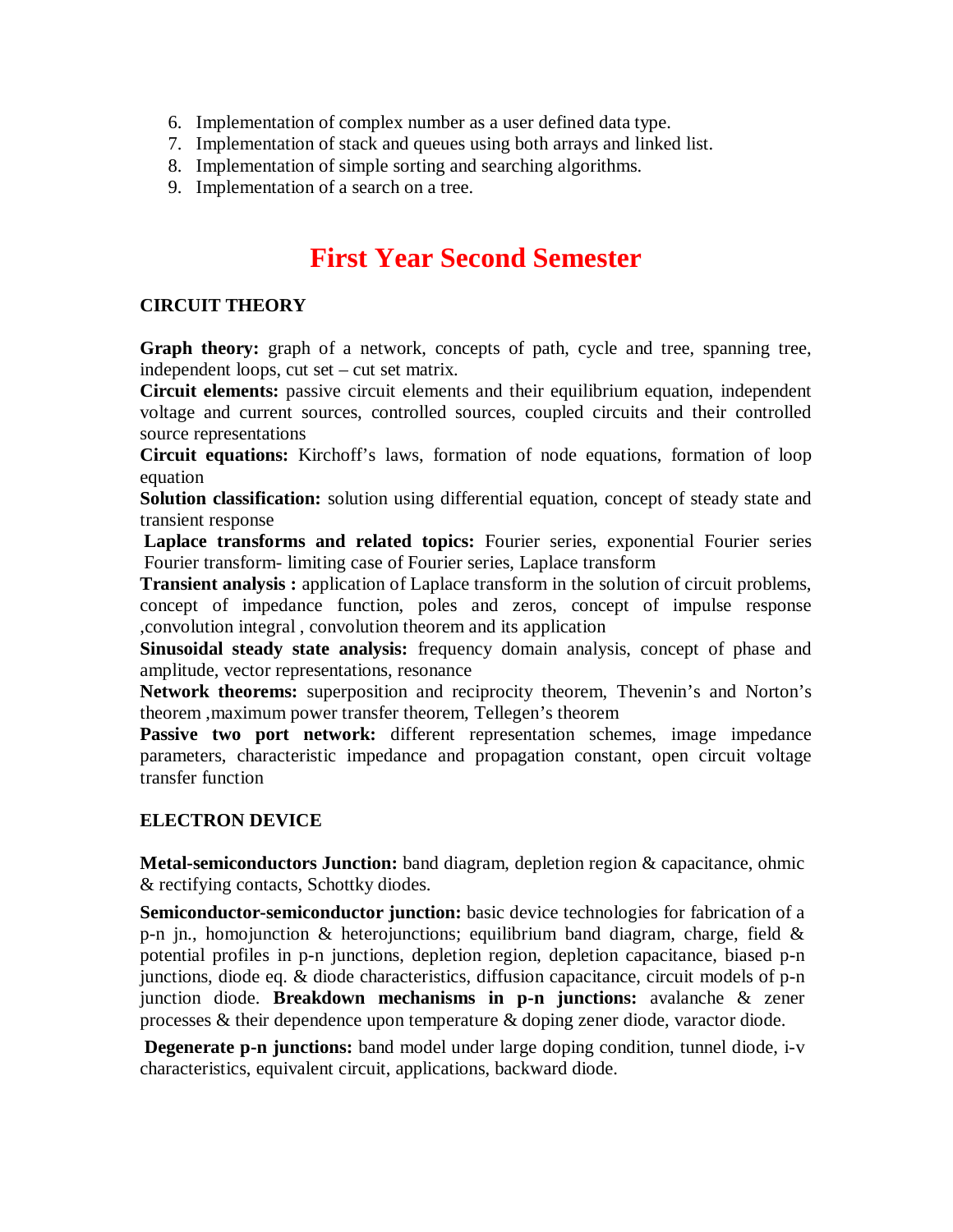6. Implementation of complex number as a user defined data type.
7. Implementation of stack and queues using both arrays and linked list.
8. Implementation of simple sorting and searching algorithms.
9. Implementation of a search on a tree.

# First Year Second Semester

### CIRCUIT THEORY

**Graph theory:** graph of a network, concepts of path, cycle and tree, spanning tree, independent loops, cut set – cut set matrix.

**Circuit elements:** passive circuit elements and their equilibrium equation, independent voltage and current sources, controlled sources, coupled circuits and their controlled source representations

**Circuit equations:** Kirchoff's laws, formation of node equations, formation of loop equation

**Solution classification:** solution using differential equation, concept of steady state and transient response

**Laplace transforms and related topics:** Fourier series, exponential Fourier series Fourier transform- limiting case of Fourier series, Laplace transform

**Transient analysis :** application of Laplace transform in the solution of circuit problems, concept of impedance function, poles and zeros, concept of impulse response ,convolution integral , convolution theorem and its application

**Sinusoidal steady state analysis:** frequency domain analysis, concept of phase and amplitude, vector representations, resonance

**Network theorems:** superposition and reciprocity theorem, Thevenin's and Norton's theorem ,maximum power transfer theorem, Tellegen's theorem

**Passive two port network:** different representation schemes, image impedance parameters, characteristic impedance and propagation constant, open circuit voltage transfer function

### ELECTRON DEVICE

**Metal-semiconductors Junction:** band diagram, depletion region & capacitance, ohmic & rectifying contacts, Schottky diodes.

**Semiconductor-semiconductor junction:** basic device technologies for fabrication of a p-n jn., homojunction & heterojunctions; equilibrium band diagram, charge, field & potential profiles in p-n junctions, depletion region, depletion capacitance, biased p-n junctions, diode eq. & diode characteristics, diffusion capacitance, circuit models of p-n junction diode. **Breakdown mechanisms in p-n junctions:** avalanche & zener processes & their dependence upon temperature & doping zener diode, varactor diode.

**Degenerate p-n junctions:** band model under large doping condition, tunnel diode, i-v characteristics, equivalent circuit, applications, backward diode.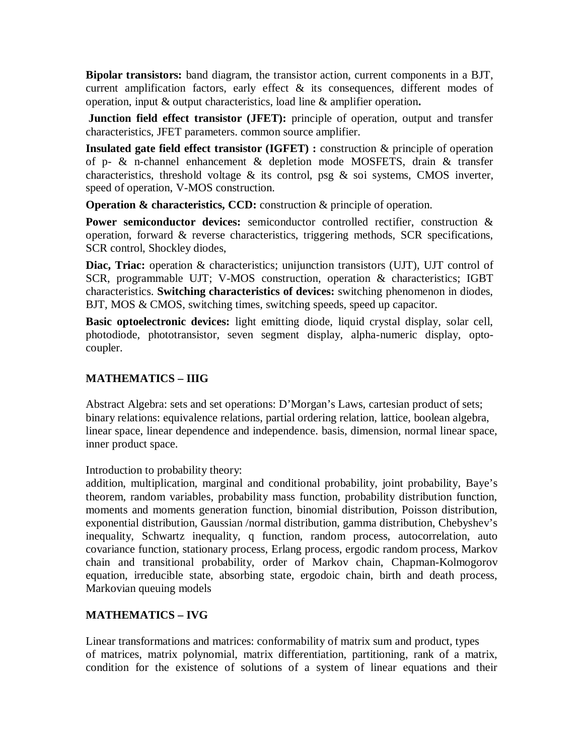**Bipolar transistors:** band diagram, the transistor action, current components in a BJT, current amplification factors, early effect & its consequences, different modes of operation, input & output characteristics, load line & amplifier operation**.**

**Junction field effect transistor (JFET):** principle of operation, output and transfer characteristics, JFET parameters. common source amplifier.

**Insulated gate field effect transistor (IGFET) :** construction & principle of operation of p- & n-channel enhancement & depletion mode MOSFETS, drain & transfer characteristics, threshold voltage & its control, psg & soi systems, CMOS inverter, speed of operation, V-MOS construction.

**Operation & characteristics, CCD:** construction & principle of operation.

**Power semiconductor devices:** semiconductor controlled rectifier, construction & operation, forward & reverse characteristics, triggering methods, SCR specifications, SCR control, Shockley diodes,

**Diac, Triac:** operation & characteristics; unijunction transistors (UJT), UJT control of SCR, programmable UJT; V-MOS construction, operation & characteristics; IGBT characteristics. **Switching characteristics of devices:** switching phenomenon in diodes, BJT, MOS & CMOS, switching times, switching speeds, speed up capacitor.

**Basic optoelectronic devices:** light emitting diode, liquid crystal display, solar cell, photodiode, phototransistor, seven segment display, alpha-numeric display, opto-coupler.

## MATHEMATICS – IIIG

Abstract Algebra: sets and set operations: D'Morgan's Laws, cartesian product of sets; binary relations: equivalence relations, partial ordering relation, lattice, boolean algebra, linear space, linear dependence and independence. basis, dimension, normal linear space, inner product space.

Introduction to probability theory:
addition, multiplication, marginal and conditional probability, joint probability, Baye's theorem, random variables, probability mass function, probability distribution function, moments and moments generation function, binomial distribution, Poisson distribution, exponential distribution, Gaussian /normal distribution, gamma distribution, Chebyshev's inequality, Schwartz inequality, q function, random process, autocorrelation, auto covariance function, stationary process, Erlang process, ergodic random process, Markov chain and transitional probability, order of Markov chain, Chapman-Kolmogorov equation, irreducible state, absorbing state, ergodoic chain, birth and death process, Markovian queuing models

## MATHEMATICS – IVG

Linear transformations and matrices: conformability of matrix sum and product, types of matrices, matrix polynomial, matrix differentiation, partitioning, rank of a matrix, condition for the existence of solutions of a system of linear equations and their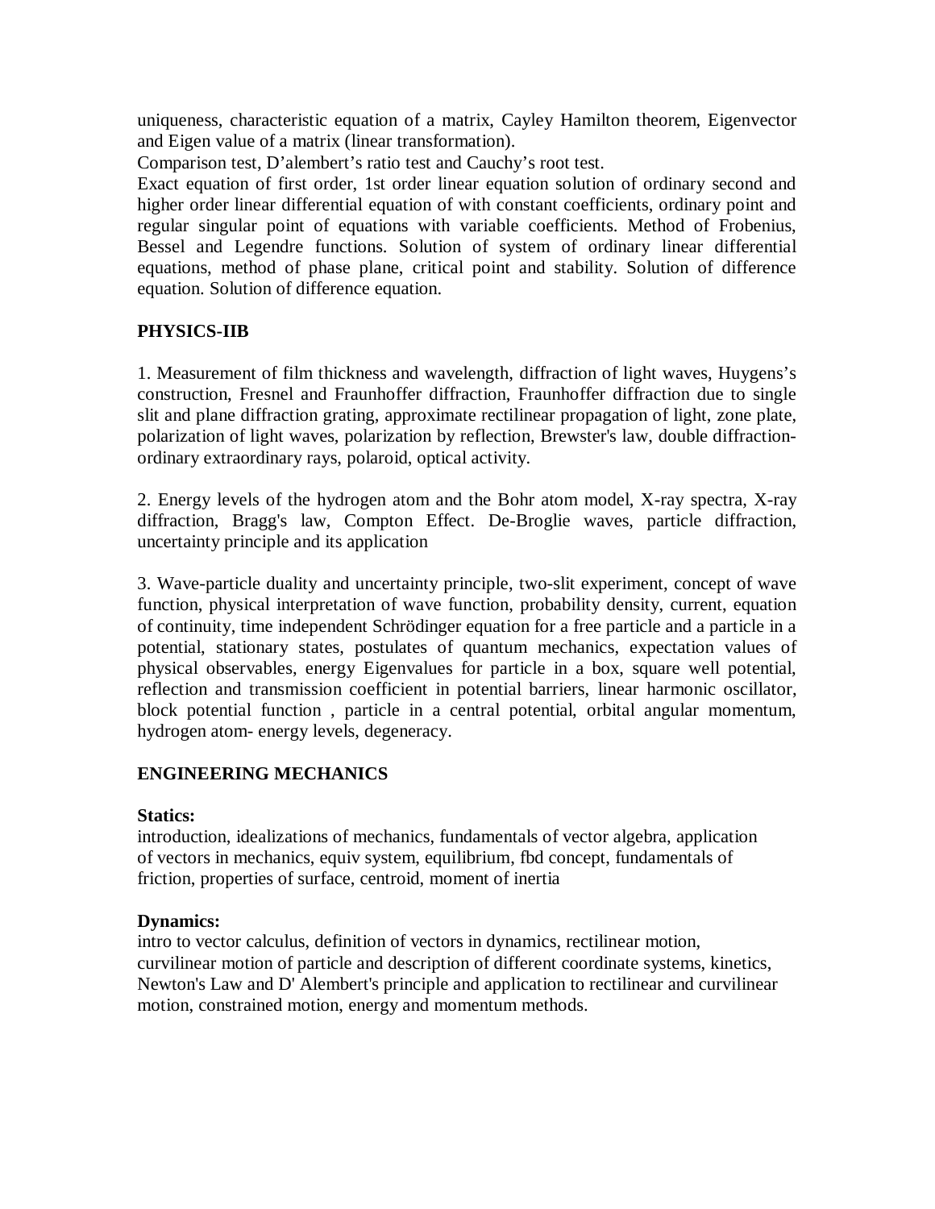uniqueness, characteristic equation of a matrix, Cayley Hamilton theorem, Eigenvector and Eigen value of a matrix (linear transformation).

Comparison test, D'alembert's ratio test and Cauchy's root test.

Exact equation of first order, 1st order linear equation solution of ordinary second and higher order linear differential equation of with constant coefficients, ordinary point and regular singular point of equations with variable coefficients. Method of Frobenius, Bessel and Legendre functions. Solution of system of ordinary linear differential equations, method of phase plane, critical point and stability. Solution of difference equation. Solution of difference equation.

## PHYSICS-IIB

1. Measurement of film thickness and wavelength, diffraction of light waves, Huygens's construction, Fresnel and Fraunhoffer diffraction, Fraunhoffer diffraction due to single slit and plane diffraction grating, approximate rectilinear propagation of light, zone plate, polarization of light waves, polarization by reflection, Brewster's law, double diffraction-ordinary extraordinary rays, polaroid, optical activity.

2. Energy levels of the hydrogen atom and the Bohr atom model, X-ray spectra, X-ray diffraction, Bragg's law, Compton Effect. De-Broglie waves, particle diffraction, uncertainty principle and its application

3. Wave-particle duality and uncertainty principle, two-slit experiment, concept of wave function, physical interpretation of wave function, probability density, current, equation of continuity, time independent Schrödinger equation for a free particle and a particle in a potential, stationary states, postulates of quantum mechanics, expectation values of physical observables, energy Eigenvalues for particle in a box, square well potential, reflection and transmission coefficient in potential barriers, linear harmonic oscillator, block potential function , particle in a central potential, orbital angular momentum, hydrogen atom- energy levels, degeneracy.

## ENGINEERING MECHANICS

**Statics:**

introduction, idealizations of mechanics, fundamentals of vector algebra, application of vectors in mechanics, equiv system, equilibrium, fbd concept, fundamentals of friction, properties of surface, centroid, moment of inertia

**Dynamics:**

intro to vector calculus, definition of vectors in dynamics, rectilinear motion, curvilinear motion of particle and description of different coordinate systems, kinetics, Newton's Law and D' Alembert's principle and application to rectilinear and curvilinear motion, constrained motion, energy and momentum methods.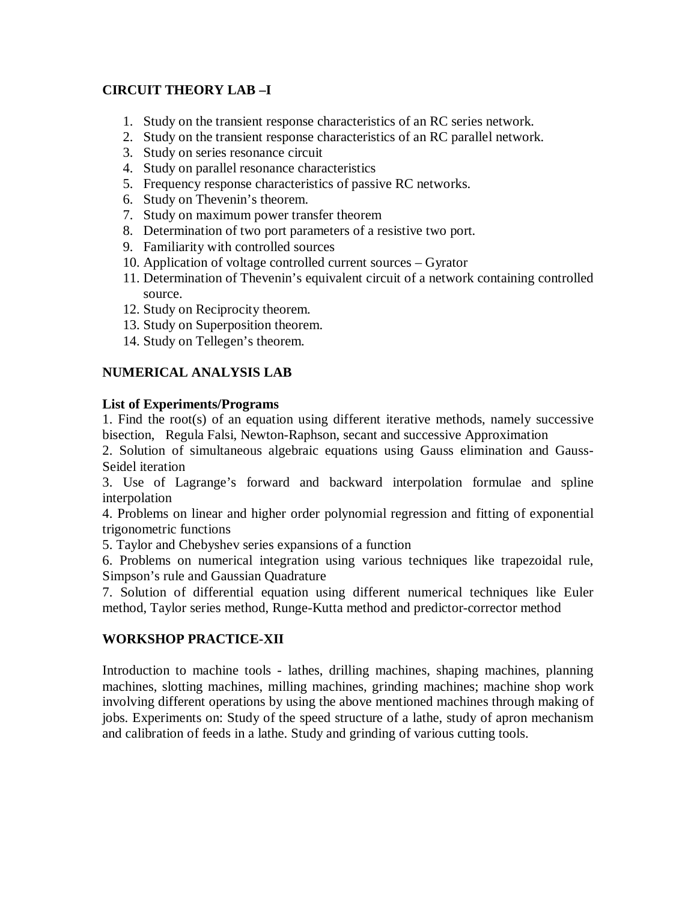### CIRCUIT THEORY LAB –I

1. Study on the transient response characteristics of an RC series network.
2. Study on the transient response characteristics of an RC parallel network.
3. Study on series resonance circuit
4. Study on parallel resonance characteristics
5. Frequency response characteristics of passive RC networks.
6. Study on Thevenin's theorem.
7. Study on maximum power transfer theorem
8. Determination of two port parameters of a resistive two port.
9. Familiarity with controlled sources
10. Application of voltage controlled current sources – Gyrator
11. Determination of Thevenin's equivalent circuit of a network containing controlled source.
12. Study on Reciprocity theorem.
13. Study on Superposition theorem.
14. Study on Tellegen's theorem.

### NUMERICAL ANALYSIS LAB

**List of Experiments/Programs**

1. Find the root(s) of an equation using different iterative methods, namely successive bisection, Regula Falsi, Newton-Raphson, secant and successive Approximation
2. Solution of simultaneous algebraic equations using Gauss elimination and Gauss-Seidel iteration
3. Use of Lagrange's forward and backward interpolation formulae and spline interpolation
4. Problems on linear and higher order polynomial regression and fitting of exponential trigonometric functions
5. Taylor and Chebyshev series expansions of a function
6. Problems on numerical integration using various techniques like trapezoidal rule, Simpson's rule and Gaussian Quadrature
7. Solution of differential equation using different numerical techniques like Euler method, Taylor series method, Runge-Kutta method and predictor-corrector method

### WORKSHOP PRACTICE-XII

Introduction to machine tools - lathes, drilling machines, shaping machines, planning machines, slotting machines, milling machines, grinding machines; machine shop work involving different operations by using the above mentioned machines through making of jobs. Experiments on: Study of the speed structure of a lathe, study of apron mechanism and calibration of feeds in a lathe. Study and grinding of various cutting tools.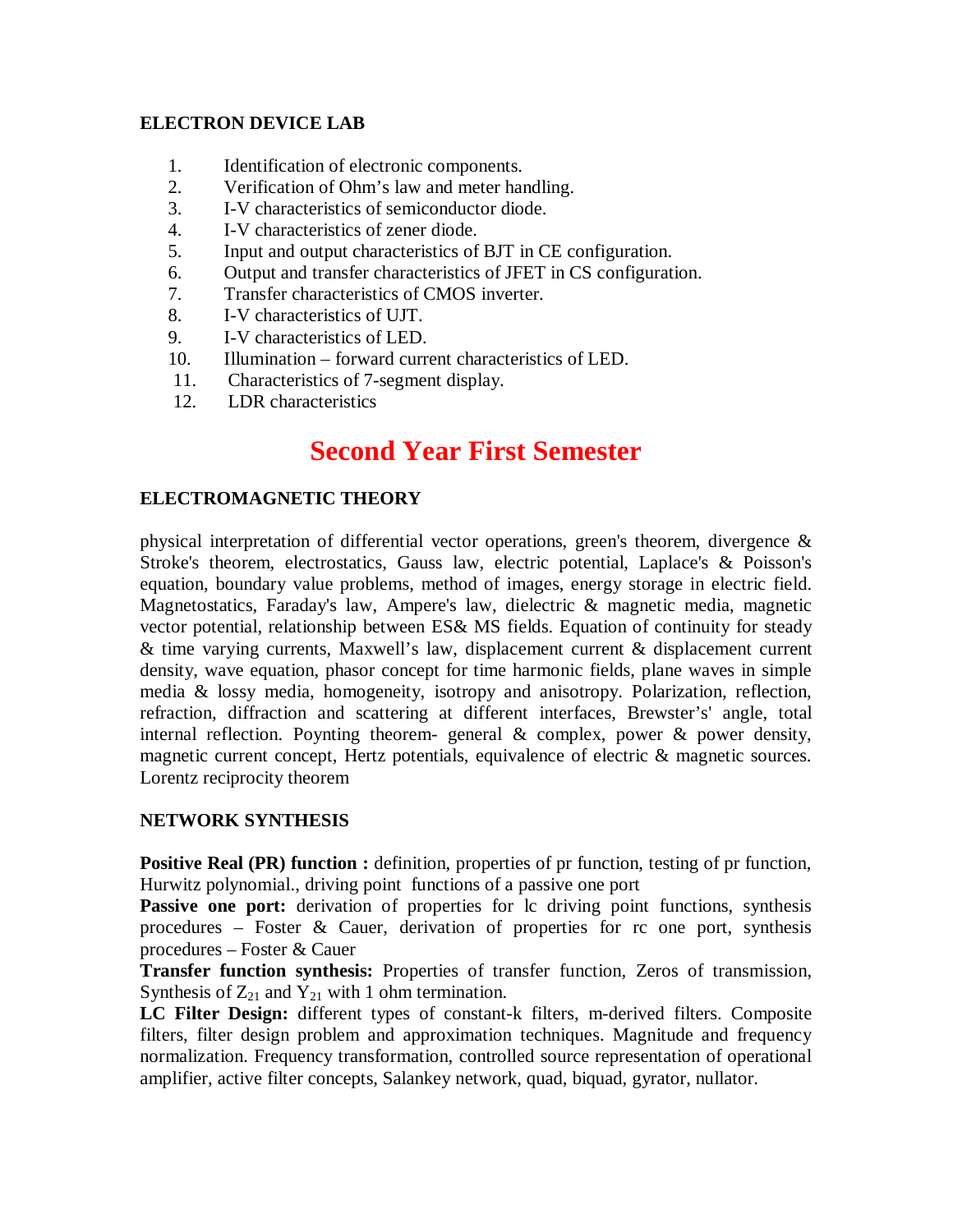**ELECTRON DEVICE LAB**

1. Identification of electronic components.
2. Verification of Ohm's law and meter handling.
3. I-V characteristics of semiconductor diode.
4. I-V characteristics of zener diode.
5. Input and output characteristics of BJT in CE configuration.
6. Output and transfer characteristics of JFET in CS configuration.
7. Transfer characteristics of CMOS inverter.
8. I-V characteristics of UJT.
9. I-V characteristics of LED.
10. Illumination – forward current characteristics of LED.
11. Characteristics of 7-segment display.
12. LDR characteristics

# Second Year First Semester

**ELECTROMAGNETIC THEORY**

physical interpretation of differential vector operations, green's theorem, divergence & Stroke's theorem, electrostatics, Gauss law, electric potential, Laplace's & Poisson's equation, boundary value problems, method of images, energy storage in electric field. Magnetostatics, Faraday's law, Ampere's law, dielectric & magnetic media, magnetic vector potential, relationship between ES& MS fields. Equation of continuity for steady & time varying currents, Maxwell's law, displacement current & displacement current density, wave equation, phasor concept for time harmonic fields, plane waves in simple media & lossy media, homogeneity, isotropy and anisotropy. Polarization, reflection, refraction, diffraction and scattering at different interfaces, Brewster's' angle, total internal reflection. Poynting theorem- general & complex, power & power density, magnetic current concept, Hertz potentials, equivalence of electric & magnetic sources. Lorentz reciprocity theorem

**NETWORK SYNTHESIS**

**Positive Real (PR) function :** definition, properties of pr function, testing of pr function, Hurwitz polynomial., driving point functions of a passive one port

**Passive one port:** derivation of properties for lc driving point functions, synthesis procedures – Foster & Cauer, derivation of properties for rc one port, synthesis procedures – Foster & Cauer

**Transfer function synthesis:** Properties of transfer function, Zeros of transmission, Synthesis of $Z_{21}$ and $Y_{21}$ with 1 ohm termination.

**LC Filter Design:** different types of constant-k filters, m-derived filters. Composite filters, filter design problem and approximation techniques. Magnitude and frequency normalization. Frequency transformation, controlled source representation of operational amplifier, active filter concepts, Salankey network, quad, biquad, gyrator, nullator.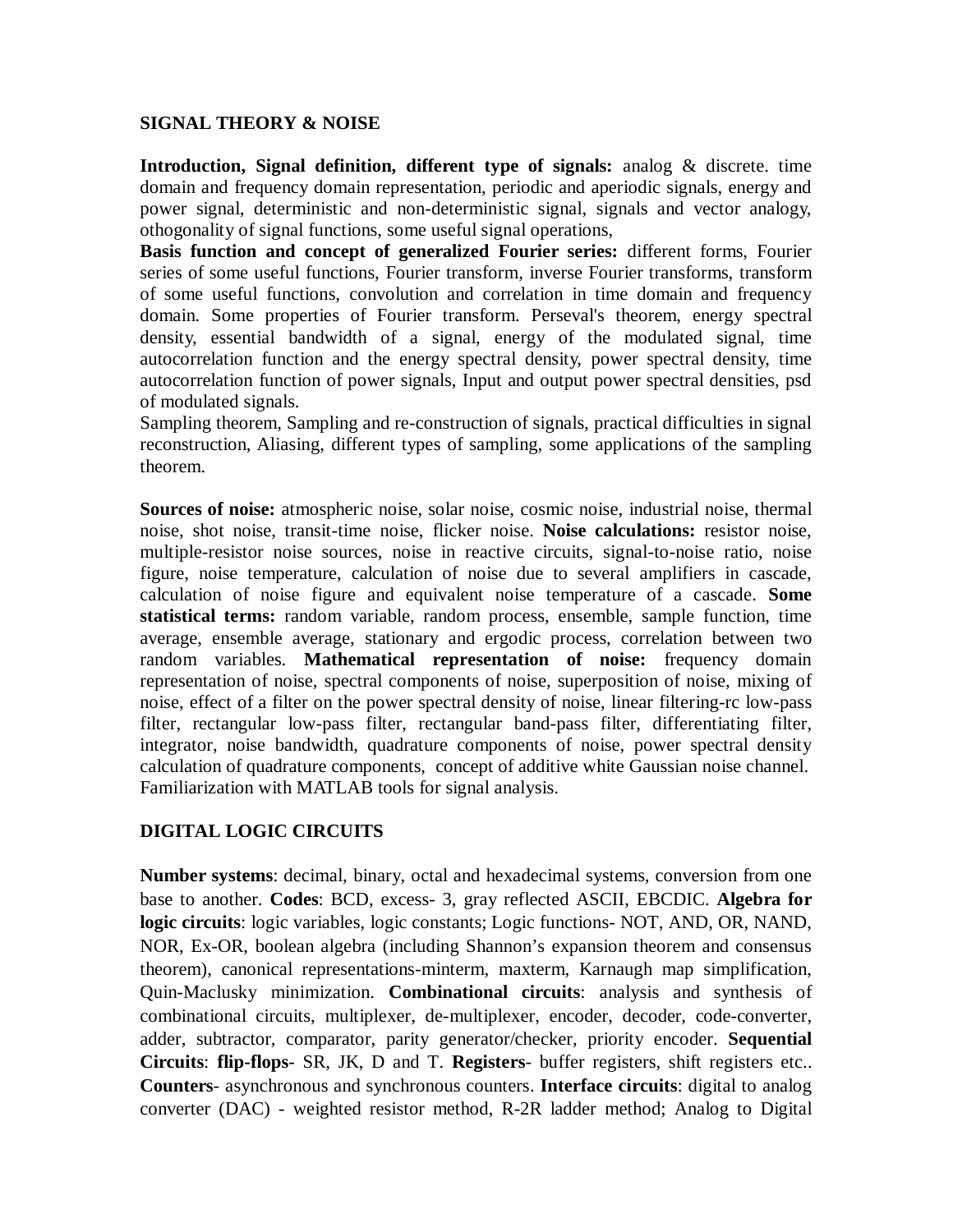**SIGNAL THEORY & NOISE**

**Introduction, Signal definition, different type of signals:** analog & discrete. time domain and frequency domain representation, periodic and aperiodic signals, energy and power signal, deterministic and non-deterministic signal, signals and vector analogy, othogonality of signal functions, some useful signal operations,

**Basis function and concept of generalized Fourier series:** different forms, Fourier series of some useful functions, Fourier transform, inverse Fourier transforms, transform of some useful functions, convolution and correlation in time domain and frequency domain. Some properties of Fourier transform. Perseval's theorem, energy spectral density, essential bandwidth of a signal, energy of the modulated signal, time autocorrelation function and the energy spectral density, power spectral density, time autocorrelation function of power signals, Input and output power spectral densities, psd of modulated signals.

Sampling theorem, Sampling and re-construction of signals, practical difficulties in signal reconstruction, Aliasing, different types of sampling, some applications of the sampling theorem.

**Sources of noise:** atmospheric noise, solar noise, cosmic noise, industrial noise, thermal noise, shot noise, transit-time noise, flicker noise. **Noise calculations:** resistor noise, multiple-resistor noise sources, noise in reactive circuits, signal-to-noise ratio, noise figure, noise temperature, calculation of noise due to several amplifiers in cascade, calculation of noise figure and equivalent noise temperature of a cascade. **Some statistical terms:** random variable, random process, ensemble, sample function, time average, ensemble average, stationary and ergodic process, correlation between two random variables. **Mathematical representation of noise:** frequency domain representation of noise, spectral components of noise, superposition of noise, mixing of noise, effect of a filter on the power spectral density of noise, linear filtering-rc low-pass filter, rectangular low-pass filter, rectangular band-pass filter, differentiating filter, integrator, noise bandwidth, quadrature components of noise, power spectral density calculation of quadrature components, concept of additive white Gaussian noise channel. Familiarization with MATLAB tools for signal analysis.

**DIGITAL LOGIC CIRCUITS**

**Number systems**: decimal, binary, octal and hexadecimal systems, conversion from one base to another. **Codes**: BCD, excess- 3, gray reflected ASCII, EBCDIC. **Algebra for logic circuits**: logic variables, logic constants; Logic functions- NOT, AND, OR, NAND, NOR, Ex-OR, boolean algebra (including Shannon's expansion theorem and consensus theorem), canonical representations-minterm, maxterm, Karnaugh map simplification, Quin-Maclusky minimization. **Combinational circuits**: analysis and synthesis of combinational circuits, multiplexer, de-multiplexer, encoder, decoder, code-converter, adder, subtractor, comparator, parity generator/checker, priority encoder. **Sequential Circuits**: **flip-flops**- SR, JK, D and T. **Registers**- buffer registers, shift registers etc.. **Counters**- asynchronous and synchronous counters. **Interface circuits**: digital to analog converter (DAC) - weighted resistor method, R-2R ladder method; Analog to Digital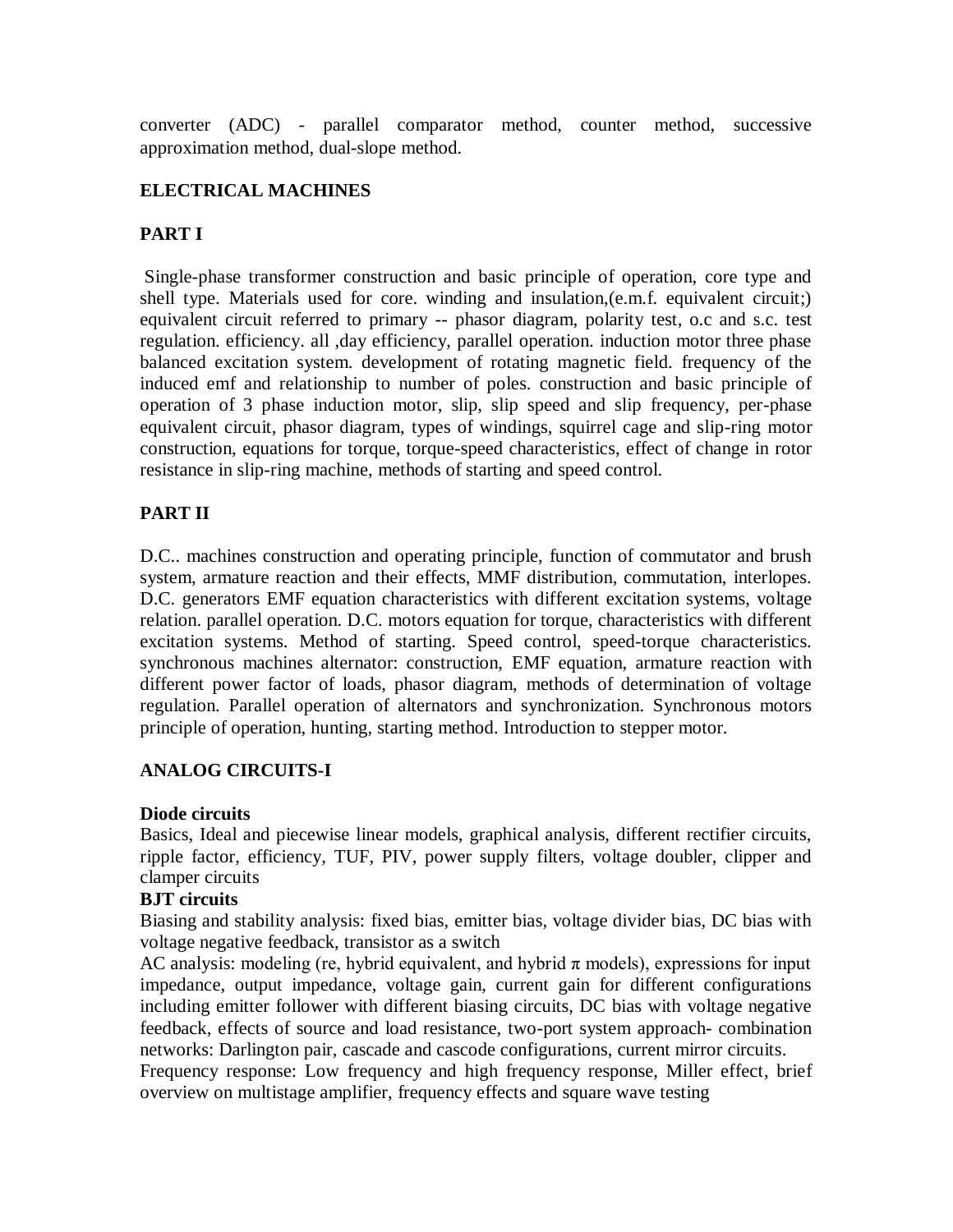converter (ADC) - parallel comparator method, counter method, successive approximation method, dual-slope method.

**ELECTRICAL MACHINES**

**PART I**

Single-phase transformer construction and basic principle of operation, core type and shell type. Materials used for core. winding and insulation,(e.m.f. equivalent circuit;) equivalent circuit referred to primary -- phasor diagram, polarity test, o.c and s.c. test regulation. efficiency. all ,day efficiency, parallel operation. induction motor three phase balanced excitation system. development of rotating magnetic field. frequency of the induced emf and relationship to number of poles. construction and basic principle of operation of 3 phase induction motor, slip, slip speed and slip frequency, per-phase equivalent circuit, phasor diagram, types of windings, squirrel cage and slip-ring motor construction, equations for torque, torque-speed characteristics, effect of change in rotor resistance in slip-ring machine, methods of starting and speed control.

**PART II**

D.C.. machines construction and operating principle, function of commutator and brush system, armature reaction and their effects, MMF distribution, commutation, interlopes. D.C. generators EMF equation characteristics with different excitation systems, voltage relation. parallel operation. D.C. motors equation for torque, characteristics with different excitation systems. Method of starting. Speed control, speed-torque characteristics. synchronous machines alternator: construction, EMF equation, armature reaction with different power factor of loads, phasor diagram, methods of determination of voltage regulation. Parallel operation of alternators and synchronization. Synchronous motors principle of operation, hunting, starting method. Introduction to stepper motor.

**ANALOG CIRCUITS-I**

**Diode circuits**
Basics, Ideal and piecewise linear models, graphical analysis, different rectifier circuits, ripple factor, efficiency, TUF, PIV, power supply filters, voltage doubler, clipper and clamper circuits

**BJT circuits**
Biasing and stability analysis: fixed bias, emitter bias, voltage divider bias, DC bias with voltage negative feedback, transistor as a switch

AC analysis: modeling (re, hybrid equivalent, and hybrid $\pi$ models), expressions for input impedance, output impedance, voltage gain, current gain for different configurations including emitter follower with different biasing circuits, DC bias with voltage negative feedback, effects of source and load resistance, two-port system approach- combination networks: Darlington pair, cascade and cascode configurations, current mirror circuits.

Frequency response: Low frequency and high frequency response, Miller effect, brief overview on multistage amplifier, frequency effects and square wave testing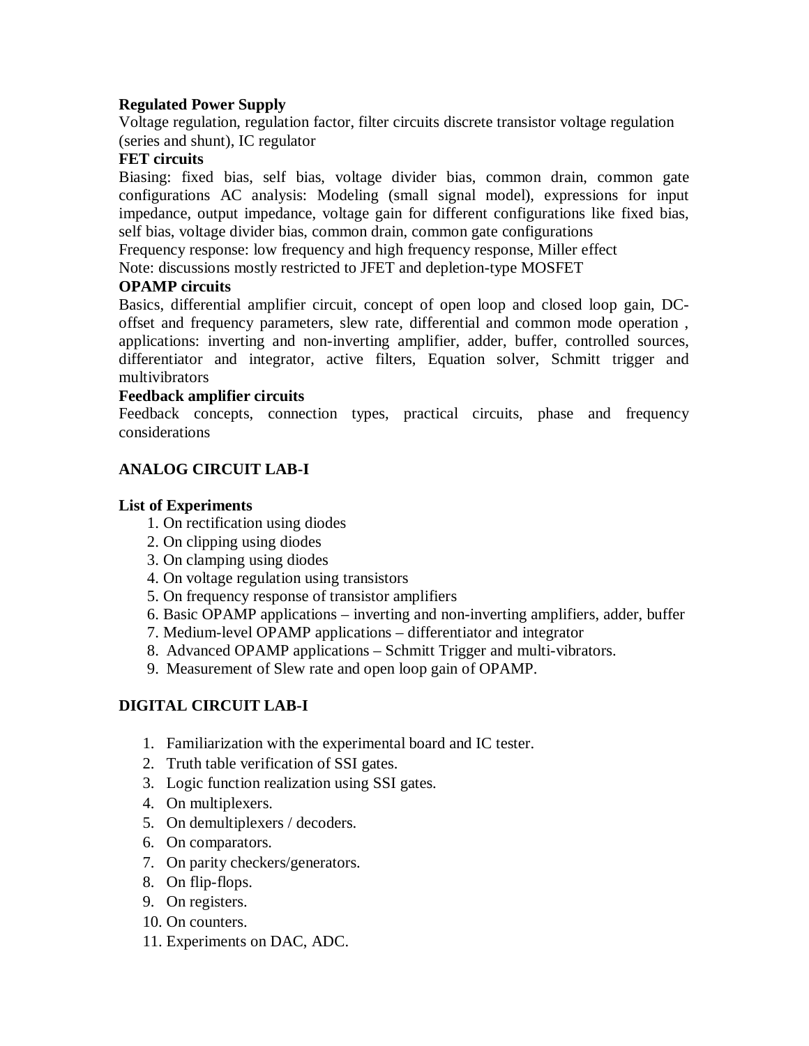**Regulated Power Supply**

Voltage regulation, regulation factor, filter circuits discrete transistor voltage regulation (series and shunt), IC regulator

**FET circuits**

Biasing: fixed bias, self bias, voltage divider bias, common drain, common gate configurations AC analysis: Modeling (small signal model), expressions for input impedance, output impedance, voltage gain for different configurations like fixed bias, self bias, voltage divider bias, common drain, common gate configurations

Frequency response: low frequency and high frequency response, Miller effect

Note: discussions mostly restricted to JFET and depletion-type MOSFET

**OPAMP circuits**

Basics, differential amplifier circuit, concept of open loop and closed loop gain, DC-offset and frequency parameters, slew rate, differential and common mode operation , applications: inverting and non-inverting amplifier, adder, buffer, controlled sources, differentiator and integrator, active filters, Equation solver, Schmitt trigger and multivibrators

**Feedback amplifier circuits**

Feedback concepts, connection types, practical circuits, phase and frequency considerations

## ANALOG CIRCUIT LAB-I

**List of Experiments**

1. On rectification using diodes
2. On clipping using diodes
3. On clamping using diodes
4. On voltage regulation using transistors
5. On frequency response of transistor amplifiers
6. Basic OPAMP applications – inverting and non-inverting amplifiers, adder, buffer
7. Medium-level OPAMP applications – differentiator and integrator
8. Advanced OPAMP applications – Schmitt Trigger and multi-vibrators.
9. Measurement of Slew rate and open loop gain of OPAMP.

## DIGITAL CIRCUIT LAB-I

1. Familiarization with the experimental board and IC tester.
2. Truth table verification of SSI gates.
3. Logic function realization using SSI gates.
4. On multiplexers.
5. On demultiplexers / decoders.
6. On comparators.
7. On parity checkers/generators.
8. On flip-flops.
9. On registers.
10. On counters.
11. Experiments on DAC, ADC.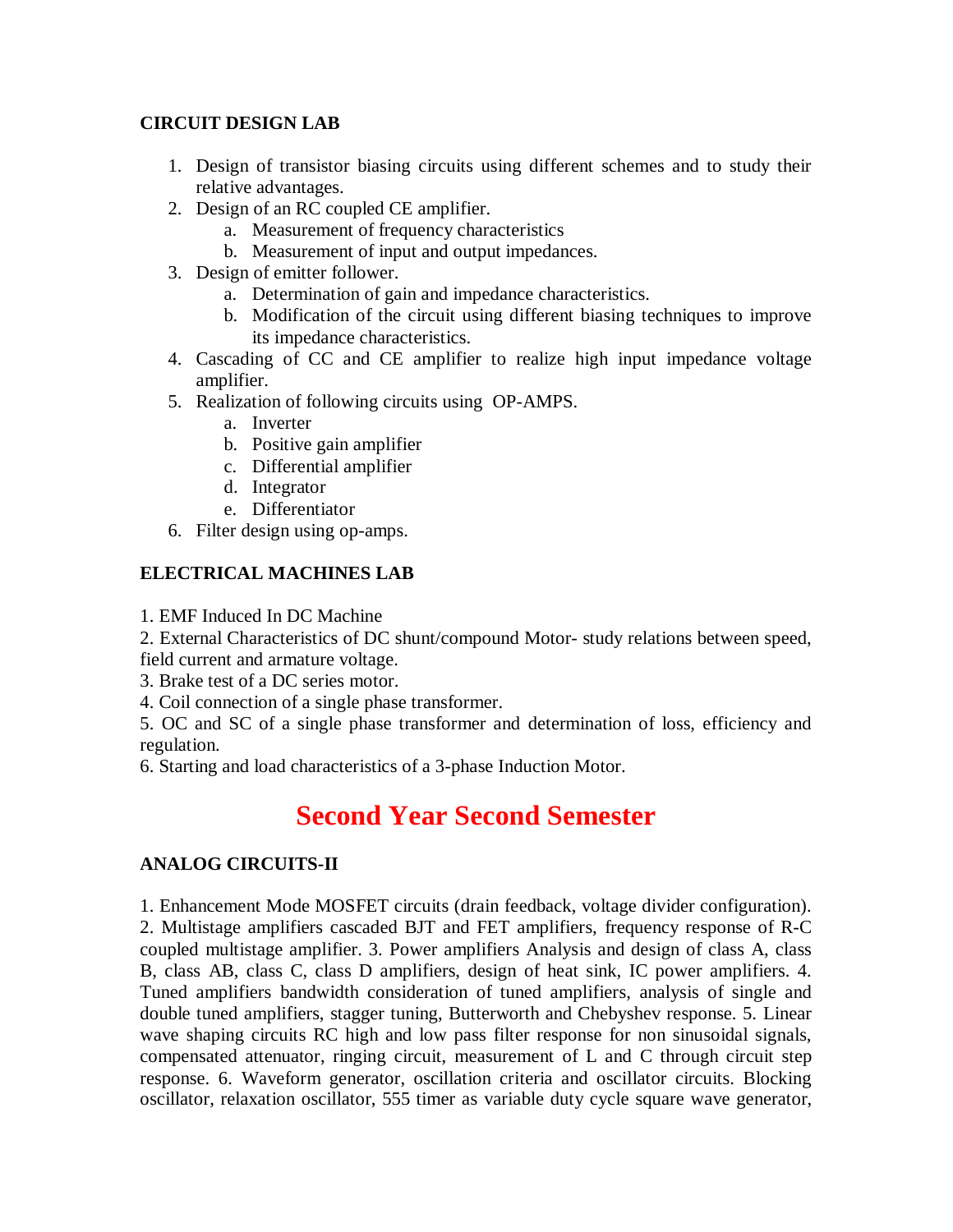### CIRCUIT DESIGN LAB

1. Design of transistor biasing circuits using different schemes and to study their relative advantages.
2. Design of an RC coupled CE amplifier.
   a. Measurement of frequency characteristics
   b. Measurement of input and output impedances.
3. Design of emitter follower.
   a. Determination of gain and impedance characteristics.
   b. Modification of the circuit using different biasing techniques to improve its impedance characteristics.
4. Cascading of CC and CE amplifier to realize high input impedance voltage amplifier.
5. Realization of following circuits using OP-AMPS.
   a. Inverter
   b. Positive gain amplifier
   c. Differential amplifier
   d. Integrator
   e. Differentiator
6. Filter design using op-amps.

### ELECTRICAL MACHINES LAB

1. EMF Induced In DC Machine
2. External Characteristics of DC shunt/compound Motor- study relations between speed, field current and armature voltage.
3. Brake test of a DC series motor.
4. Coil connection of a single phase transformer.
5. OC and SC of a single phase transformer and determination of loss, efficiency and regulation.
6. Starting and load characteristics of a 3-phase Induction Motor.

## Second Year Second Semester

### ANALOG CIRCUITS-II

1. Enhancement Mode MOSFET circuits (drain feedback, voltage divider configuration). 2. Multistage amplifiers cascaded BJT and FET amplifiers, frequency response of R-C coupled multistage amplifier. 3. Power amplifiers Analysis and design of class A, class B, class AB, class C, class D amplifiers, design of heat sink, IC power amplifiers. 4. Tuned amplifiers bandwidth consideration of tuned amplifiers, analysis of single and double tuned amplifiers, stagger tuning, Butterworth and Chebyshev response. 5. Linear wave shaping circuits RC high and low pass filter response for non sinusoidal signals, compensated attenuator, ringing circuit, measurement of L and C through circuit step response. 6. Waveform generator, oscillation criteria and oscillator circuits. Blocking oscillator, relaxation oscillator, 555 timer as variable duty cycle square wave generator,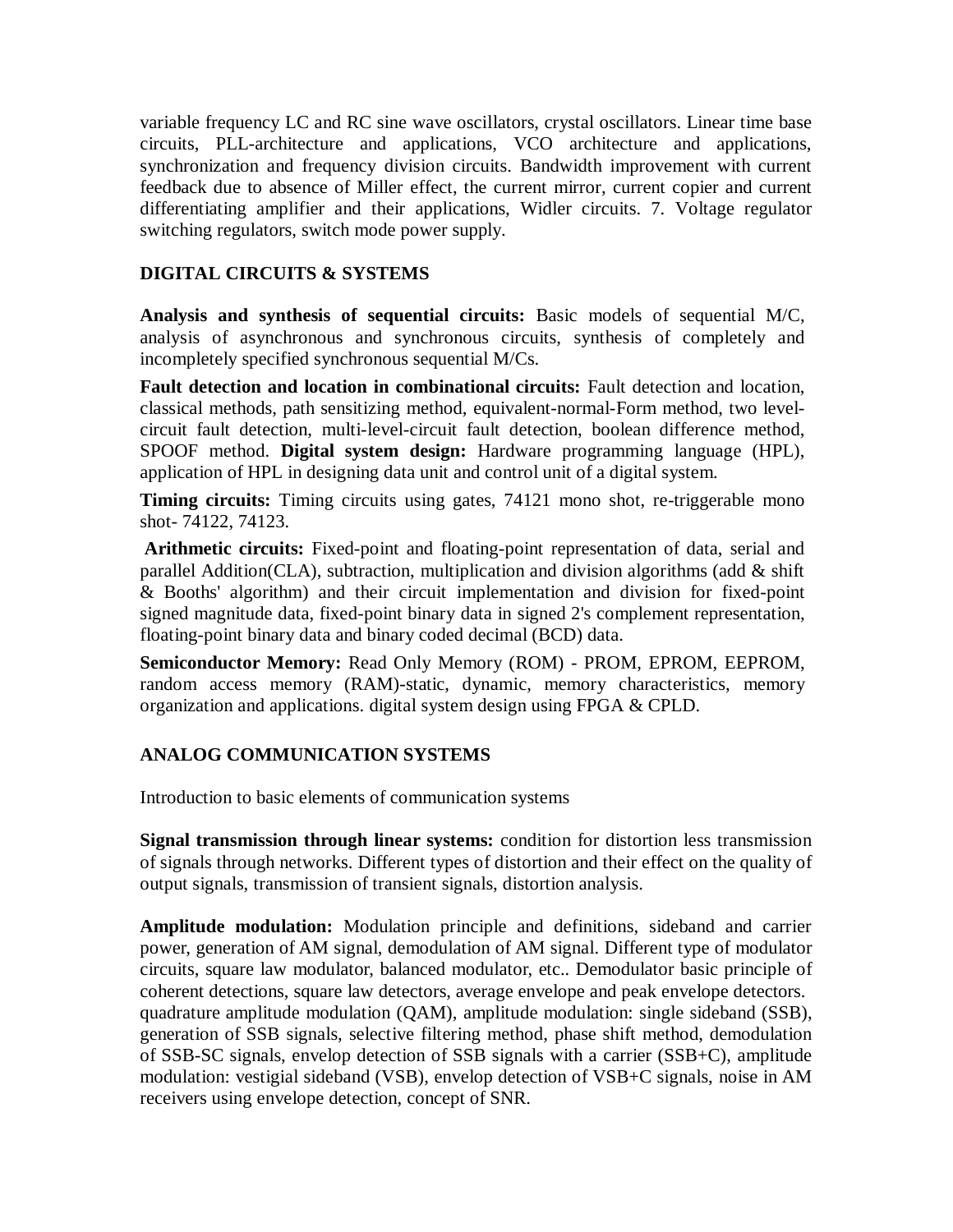variable frequency LC and RC sine wave oscillators, crystal oscillators. Linear time base circuits, PLL-architecture and applications, VCO architecture and applications, synchronization and frequency division circuits. Bandwidth improvement with current feedback due to absence of Miller effect, the current mirror, current copier and current differentiating amplifier and their applications, Widler circuits. 7. Voltage regulator switching regulators, switch mode power supply.

## DIGITAL CIRCUITS & SYSTEMS

**Analysis and synthesis of sequential circuits:** Basic models of sequential M/C, analysis of asynchronous and synchronous circuits, synthesis of completely and incompletely specified synchronous sequential M/Cs.

**Fault detection and location in combinational circuits:** Fault detection and location, classical methods, path sensitizing method, equivalent-normal-Form method, two level-circuit fault detection, multi-level-circuit fault detection, boolean difference method, SPOOF method. **Digital system design:** Hardware programming language (HPL), application of HPL in designing data unit and control unit of a digital system.

**Timing circuits:** Timing circuits using gates, 74121 mono shot, re-triggerable mono shot- 74122, 74123.

**Arithmetic circuits:** Fixed-point and floating-point representation of data, serial and parallel Addition(CLA), subtraction, multiplication and division algorithms (add & shift & Booths' algorithm) and their circuit implementation and division for fixed-point signed magnitude data, fixed-point binary data in signed 2's complement representation, floating-point binary data and binary coded decimal (BCD) data.

**Semiconductor Memory:** Read Only Memory (ROM) - PROM, EPROM, EEPROM, random access memory (RAM)-static, dynamic, memory characteristics, memory organization and applications. digital system design using FPGA & CPLD.

## ANALOG COMMUNICATION SYSTEMS

Introduction to basic elements of communication systems

**Signal transmission through linear systems:** condition for distortion less transmission of signals through networks. Different types of distortion and their effect on the quality of output signals, transmission of transient signals, distortion analysis.

**Amplitude modulation:** Modulation principle and definitions, sideband and carrier power, generation of AM signal, demodulation of AM signal. Different type of modulator circuits, square law modulator, balanced modulator, etc.. Demodulator basic principle of coherent detections, square law detectors, average envelope and peak envelope detectors. quadrature amplitude modulation (QAM), amplitude modulation: single sideband (SSB), generation of SSB signals, selective filtering method, phase shift method, demodulation of SSB-SC signals, envelop detection of SSB signals with a carrier (SSB+C), amplitude modulation: vestigial sideband (VSB), envelop detection of VSB+C signals, noise in AM receivers using envelope detection, concept of SNR.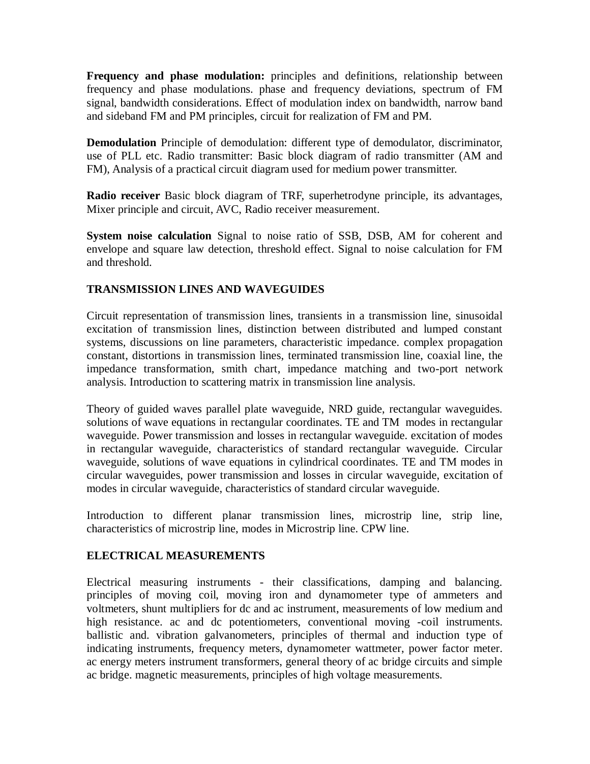**Frequency and phase modulation:** principles and definitions, relationship between frequency and phase modulations. phase and frequency deviations, spectrum of FM signal, bandwidth considerations. Effect of modulation index on bandwidth, narrow band and sideband FM and PM principles, circuit for realization of FM and PM.

**Demodulation** Principle of demodulation: different type of demodulator, discriminator, use of PLL etc. Radio transmitter: Basic block diagram of radio transmitter (AM and FM), Analysis of a practical circuit diagram used for medium power transmitter.

**Radio receiver** Basic block diagram of TRF, superhetrodyne principle, its advantages, Mixer principle and circuit, AVC, Radio receiver measurement.

**System noise calculation** Signal to noise ratio of SSB, DSB, AM for coherent and envelope and square law detection, threshold effect. Signal to noise calculation for FM and threshold.

**TRANSMISSION LINES AND WAVEGUIDES**

Circuit representation of transmission lines, transients in a transmission line, sinusoidal excitation of transmission lines, distinction between distributed and lumped constant systems, discussions on line parameters, characteristic impedance. complex propagation constant, distortions in transmission lines, terminated transmission line, coaxial line, the impedance transformation, smith chart, impedance matching and two-port network analysis. Introduction to scattering matrix in transmission line analysis.

Theory of guided waves parallel plate waveguide, NRD guide, rectangular waveguides. solutions of wave equations in rectangular coordinates. TE and TM modes in rectangular waveguide. Power transmission and losses in rectangular waveguide. excitation of modes in rectangular waveguide, characteristics of standard rectangular waveguide. Circular waveguide, solutions of wave equations in cylindrical coordinates. TE and TM modes in circular waveguides, power transmission and losses in circular waveguide, excitation of modes in circular waveguide, characteristics of standard circular waveguide.

Introduction to different planar transmission lines, microstrip line, strip line, characteristics of microstrip line, modes in Microstrip line. CPW line.

**ELECTRICAL MEASUREMENTS**

Electrical measuring instruments - their classifications, damping and balancing. principles of moving coil, moving iron and dynamometer type of ammeters and voltmeters, shunt multipliers for dc and ac instrument, measurements of low medium and high resistance. ac and dc potentiometers, conventional moving -coil instruments. ballistic and. vibration galvanometers, principles of thermal and induction type of indicating instruments, frequency meters, dynamometer wattmeter, power factor meter. ac energy meters instrument transformers, general theory of ac bridge circuits and simple ac bridge. magnetic measurements, principles of high voltage measurements.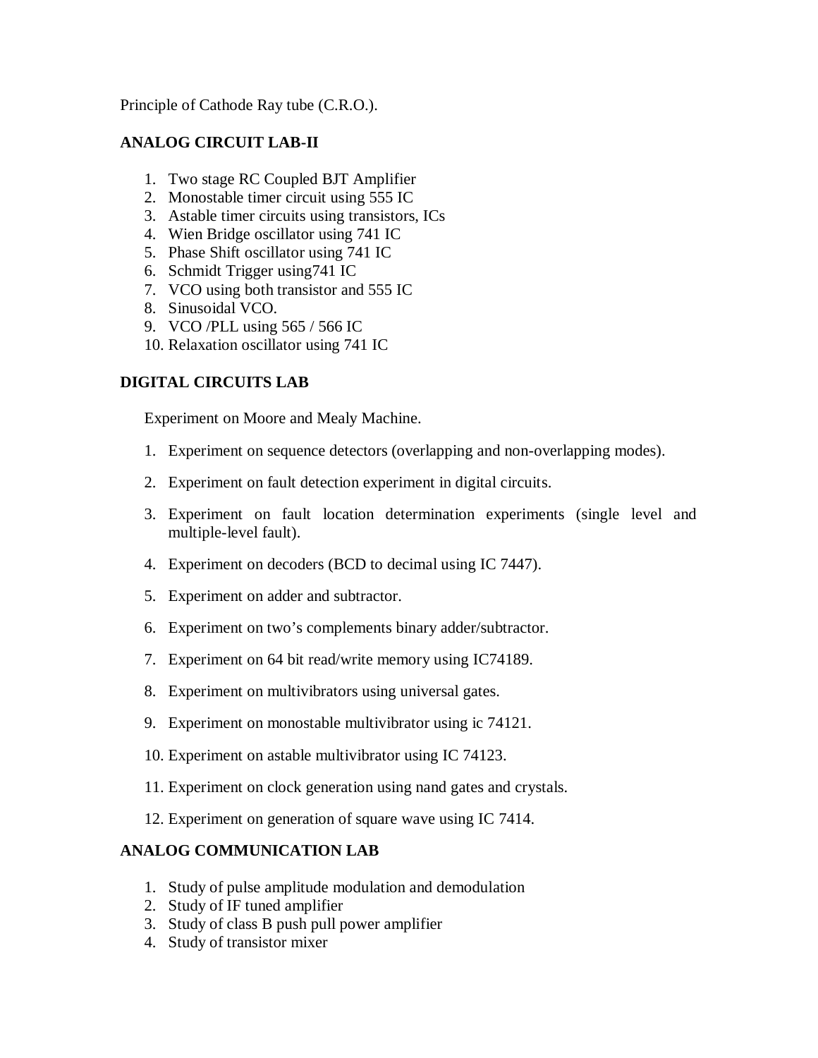Principle of Cathode Ray tube (C.R.O.).

**ANALOG CIRCUIT LAB-II**

1. Two stage RC Coupled BJT Amplifier
2. Monostable timer circuit using 555 IC
3. Astable timer circuits using transistors, ICs
4. Wien Bridge oscillator using 741 IC
5. Phase Shift oscillator using 741 IC
6. Schmidt Trigger using741 IC
7. VCO using both transistor and 555 IC
8. Sinusoidal VCO.
9. VCO /PLL using 565 / 566 IC
10. Relaxation oscillator using 741 IC

**DIGITAL CIRCUITS LAB**

Experiment on Moore and Mealy Machine.

1. Experiment on sequence detectors (overlapping and non-overlapping modes).
2. Experiment on fault detection experiment in digital circuits.
3. Experiment on fault location determination experiments (single level and multiple-level fault).
4. Experiment on decoders (BCD to decimal using IC 7447).
5. Experiment on adder and subtractor.
6. Experiment on two's complements binary adder/subtractor.
7. Experiment on 64 bit read/write memory using IC74189.
8. Experiment on multivibrators using universal gates.
9. Experiment on monostable multivibrator using ic 74121.
10. Experiment on astable multivibrator using IC 74123.
11. Experiment on clock generation using nand gates and crystals.
12. Experiment on generation of square wave using IC 7414.

**ANALOG COMMUNICATION LAB**

1. Study of pulse amplitude modulation and demodulation
2. Study of IF tuned amplifier
3. Study of class B push pull power amplifier
4. Study of transistor mixer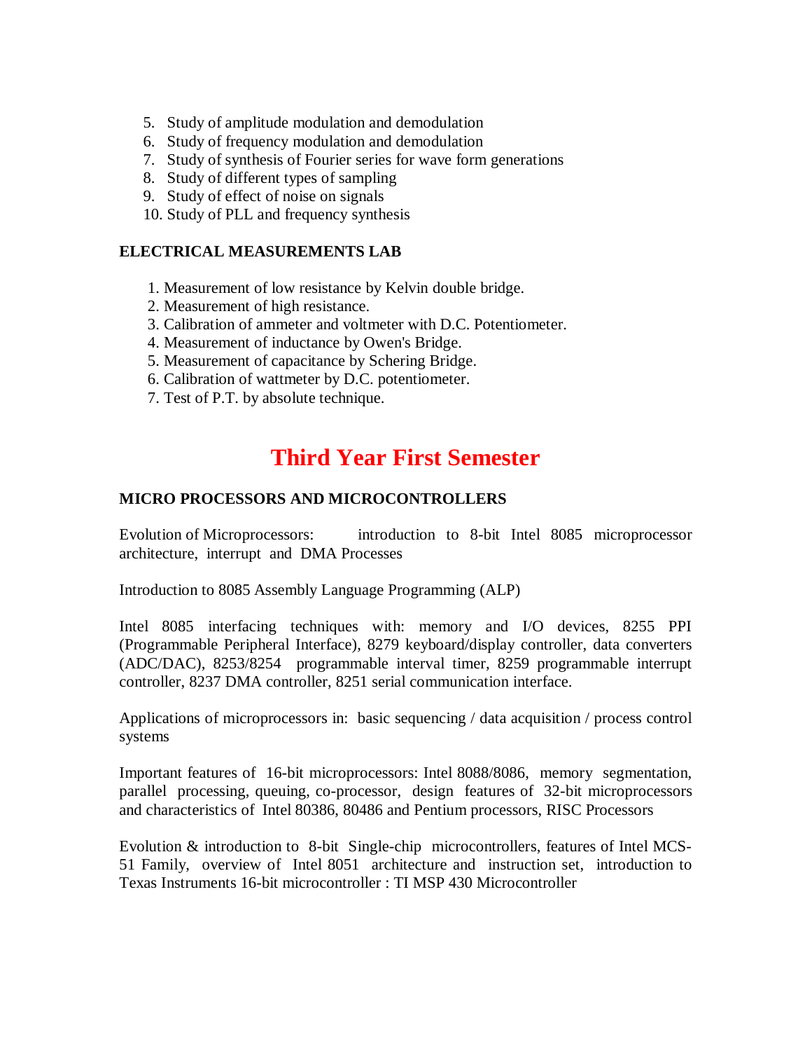5. Study of amplitude modulation and demodulation
6. Study of frequency modulation and demodulation
7. Study of synthesis of Fourier series for wave form generations
8. Study of different types of sampling
9. Study of effect of noise on signals
10. Study of PLL and frequency synthesis

**ELECTRICAL MEASUREMENTS LAB**

1. Measurement of low resistance by Kelvin double bridge.
2. Measurement of high resistance.
3. Calibration of ammeter and voltmeter with D.C. Potentiometer.
4. Measurement of inductance by Owen's Bridge.
5. Measurement of capacitance by Schering Bridge.
6. Calibration of wattmeter by D.C. potentiometer.
7. Test of P.T. by absolute technique.

# Third Year First Semester

**MICRO PROCESSORS AND MICROCONTROLLERS**

Evolution of Microprocessors: introduction to 8-bit Intel 8085 microprocessor architecture, interrupt and DMA Processes

Introduction to 8085 Assembly Language Programming (ALP)

Intel 8085 interfacing techniques with: memory and I/O devices, 8255 PPI (Programmable Peripheral Interface), 8279 keyboard/display controller, data converters (ADC/DAC), 8253/8254 programmable interval timer, 8259 programmable interrupt controller, 8237 DMA controller, 8251 serial communication interface.

Applications of microprocessors in: basic sequencing / data acquisition / process control systems

Important features of 16-bit microprocessors: Intel 8088/8086, memory segmentation, parallel processing, queuing, co-processor, design features of 32-bit microprocessors and characteristics of Intel 80386, 80486 and Pentium processors, RISC Processors

Evolution & introduction to 8-bit Single-chip microcontrollers, features of Intel MCS-51 Family, overview of Intel 8051 architecture and instruction set, introduction to Texas Instruments 16-bit microcontroller : TI MSP 430 Microcontroller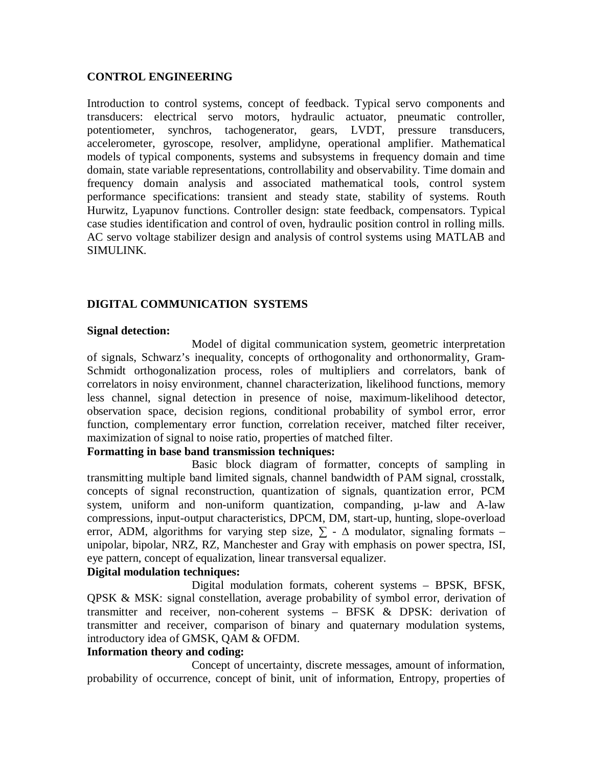## CONTROL ENGINEERING

Introduction to control systems, concept of feedback. Typical servo components and transducers: electrical servo motors, hydraulic actuator, pneumatic controller, potentiometer, synchros, tachogenerator, gears, LVDT, pressure transducers, accelerometer, gyroscope, resolver, amplidyne, operational amplifier. Mathematical models of typical components, systems and subsystems in frequency domain and time domain, state variable representations, controllability and observability. Time domain and frequency domain analysis and associated mathematical tools, control system performance specifications: transient and steady state, stability of systems. Routh Hurwitz, Lyapunov functions. Controller design: state feedback, compensators. Typical case studies identification and control of oven, hydraulic position control in rolling mills. AC servo voltage stabilizer design and analysis of control systems using MATLAB and SIMULINK.

## DIGITAL COMMUNICATION SYSTEMS

**Signal detection:**

Model of digital communication system, geometric interpretation of signals, Schwarz's inequality, concepts of orthogonality and orthonormality, Gram-Schmidt orthogonalization process, roles of multipliers and correlators, bank of correlators in noisy environment, channel characterization, likelihood functions, memory less channel, signal detection in presence of noise, maximum-likelihood detector, observation space, decision regions, conditional probability of symbol error, error function, complementary error function, correlation receiver, matched filter receiver, maximization of signal to noise ratio, properties of matched filter.

**Formatting in base band transmission techniques:**

Basic block diagram of formatter, concepts of sampling in transmitting multiple band limited signals, channel bandwidth of PAM signal, crosstalk, concepts of signal reconstruction, quantization of signals, quantization error, PCM system, uniform and non-uniform quantization, companding, µ-law and A-law compressions, input-output characteristics, DPCM, DM, start-up, hunting, slope-overload error, ADM, algorithms for varying step size, $\sum$ - $\Delta$ modulator, signaling formats – unipolar, bipolar, NRZ, RZ, Manchester and Gray with emphasis on power spectra, ISI, eye pattern, concept of equalization, linear transversal equalizer.

**Digital modulation techniques:**

Digital modulation formats, coherent systems – BPSK, BFSK, QPSK & MSK: signal constellation, average probability of symbol error, derivation of transmitter and receiver, non-coherent systems – BFSK & DPSK: derivation of transmitter and receiver, comparison of binary and quaternary modulation systems, introductory idea of GMSK, QAM & OFDM.

**Information theory and coding:**

Concept of uncertainty, discrete messages, amount of information, probability of occurrence, concept of binit, unit of information, Entropy, properties of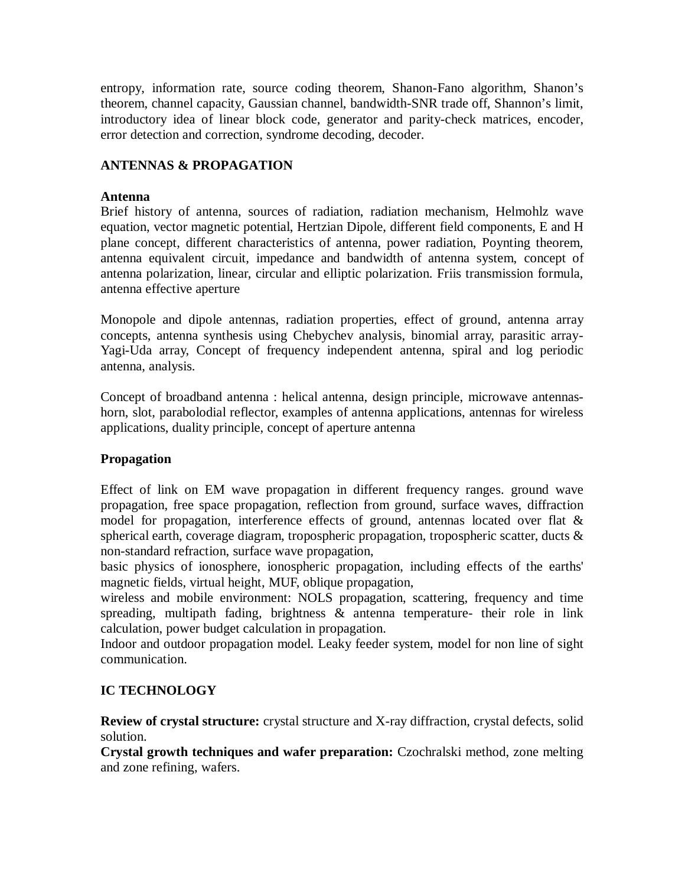entropy, information rate, source coding theorem, Shanon-Fano algorithm, Shanon's theorem, channel capacity, Gaussian channel, bandwidth-SNR trade off, Shannon's limit, introductory idea of linear block code, generator and parity-check matrices, encoder, error detection and correction, syndrome decoding, decoder.

## ANTENNAS & PROPAGATION

### Antenna

Brief history of antenna, sources of radiation, radiation mechanism, Helmohlz wave equation, vector magnetic potential, Hertzian Dipole, different field components, E and H plane concept, different characteristics of antenna, power radiation, Poynting theorem, antenna equivalent circuit, impedance and bandwidth of antenna system, concept of antenna polarization, linear, circular and elliptic polarization. Friis transmission formula, antenna effective aperture

Monopole and dipole antennas, radiation properties, effect of ground, antenna array concepts, antenna synthesis using Chebychev analysis, binomial array, parasitic array-Yagi-Uda array, Concept of frequency independent antenna, spiral and log periodic antenna, analysis.

Concept of broadband antenna : helical antenna, design principle, microwave antennas-horn, slot, parabolodial reflector, examples of antenna applications, antennas for wireless applications, duality principle, concept of aperture antenna

### Propagation

Effect of link on EM wave propagation in different frequency ranges. ground wave propagation, free space propagation, reflection from ground, surface waves, diffraction model for propagation, interference effects of ground, antennas located over flat & spherical earth, coverage diagram, tropospheric propagation, tropospheric scatter, ducts & non-standard refraction, surface wave propagation,
basic physics of ionosphere, ionospheric propagation, including effects of the earths' magnetic fields, virtual height, MUF, oblique propagation,
wireless and mobile environment: NOLS propagation, scattering, frequency and time spreading, multipath fading, brightness & antenna temperature- their role in link calculation, power budget calculation in propagation.
Indoor and outdoor propagation model. Leaky feeder system, model for non line of sight communication.

## IC TECHNOLOGY

**Review of crystal structure:** crystal structure and X-ray diffraction, crystal defects, solid solution.
**Crystal growth techniques and wafer preparation:** Czochralski method, zone melting and zone refining, wafers.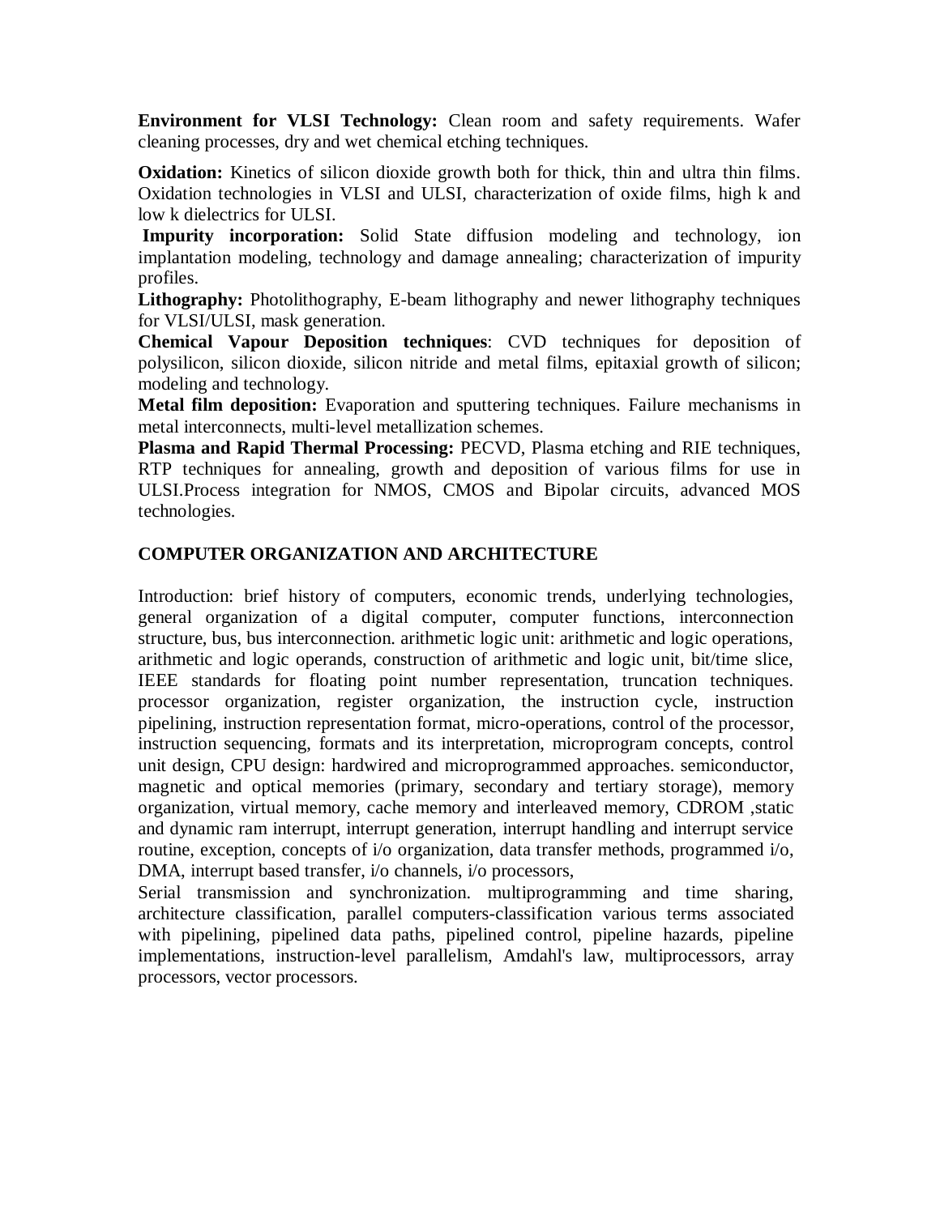**Environment for VLSI Technology:** Clean room and safety requirements. Wafer cleaning processes, dry and wet chemical etching techniques.

**Oxidation:** Kinetics of silicon dioxide growth both for thick, thin and ultra thin films. Oxidation technologies in VLSI and ULSI, characterization of oxide films, high k and low k dielectrics for ULSI.

**Impurity incorporation:** Solid State diffusion modeling and technology, ion implantation modeling, technology and damage annealing; characterization of impurity profiles.

**Lithography:** Photolithography, E-beam lithography and newer lithography techniques for VLSI/ULSI, mask generation.

**Chemical Vapour Deposition techniques**: CVD techniques for deposition of polysilicon, silicon dioxide, silicon nitride and metal films, epitaxial growth of silicon; modeling and technology.

**Metal film deposition:** Evaporation and sputtering techniques. Failure mechanisms in metal interconnects, multi-level metallization schemes.

**Plasma and Rapid Thermal Processing:** PECVD, Plasma etching and RIE techniques, RTP techniques for annealing, growth and deposition of various films for use in ULSI.Process integration for NMOS, CMOS and Bipolar circuits, advanced MOS technologies.

## COMPUTER ORGANIZATION AND ARCHITECTURE

Introduction: brief history of computers, economic trends, underlying technologies, general organization of a digital computer, computer functions, interconnection structure, bus, bus interconnection. arithmetic logic unit: arithmetic and logic operations, arithmetic and logic operands, construction of arithmetic and logic unit, bit/time slice, IEEE standards for floating point number representation, truncation techniques. processor organization, register organization, the instruction cycle, instruction pipelining, instruction representation format, micro-operations, control of the processor, instruction sequencing, formats and its interpretation, microprogram concepts, control unit design, CPU design: hardwired and microprogrammed approaches. semiconductor, magnetic and optical memories (primary, secondary and tertiary storage), memory organization, virtual memory, cache memory and interleaved memory, CDROM ,static and dynamic ram interrupt, interrupt generation, interrupt handling and interrupt service routine, exception, concepts of i/o organization, data transfer methods, programmed i/o, DMA, interrupt based transfer, i/o channels, i/o processors,

Serial transmission and synchronization. multiprogramming and time sharing, architecture classification, parallel computers-classification various terms associated with pipelining, pipelined data paths, pipelined control, pipeline hazards, pipeline implementations, instruction-level parallelism, Amdahl's law, multiprocessors, array processors, vector processors.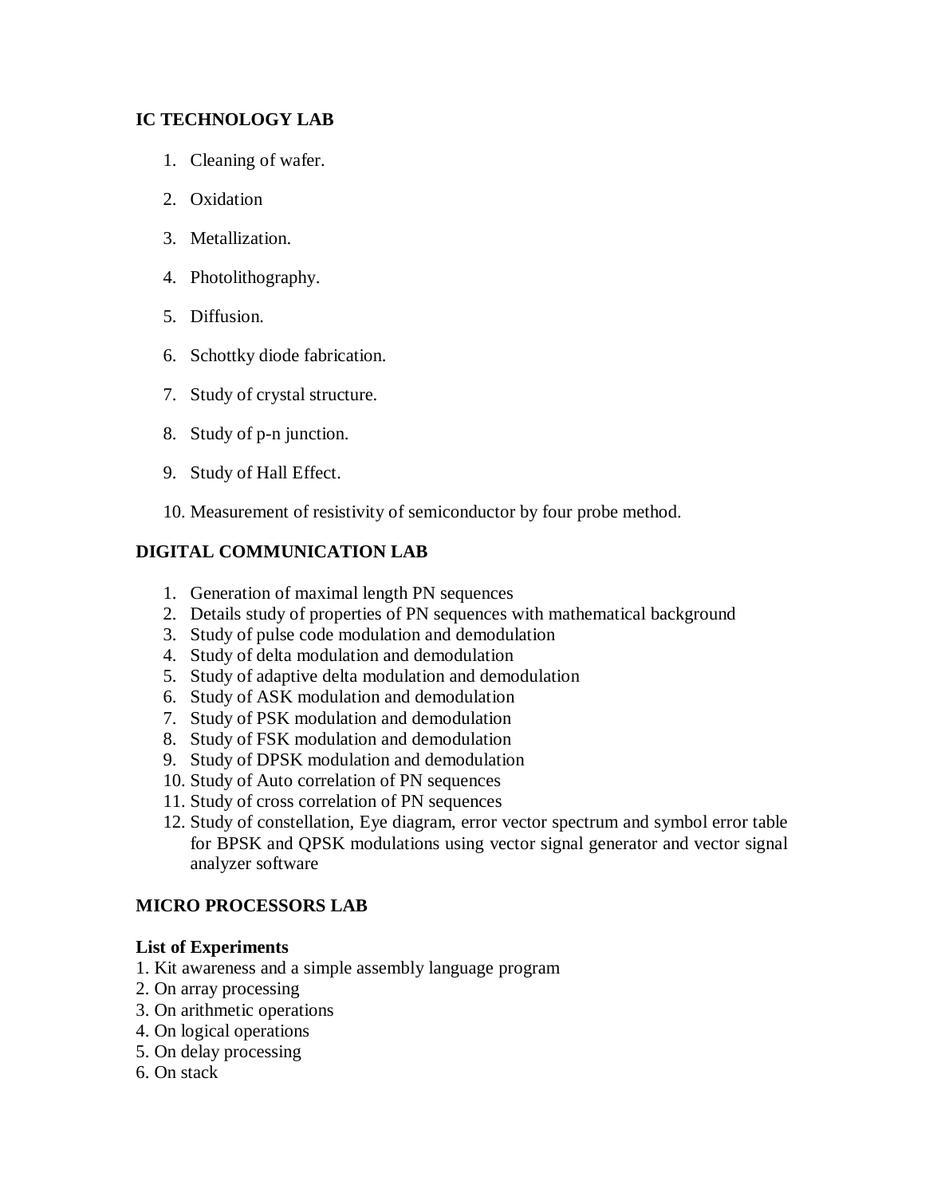## IC TECHNOLOGY LAB

1. Cleaning of wafer.
2. Oxidation
3. Metallization.
4. Photolithography.
5. Diffusion.
6. Schottky diode fabrication.
7. Study of crystal structure.
8. Study of p-n junction.
9. Study of Hall Effect.
10. Measurement of resistivity of semiconductor by four probe method.

## DIGITAL COMMUNICATION LAB

1. Generation of maximal length PN sequences
2. Details study of properties of PN sequences with mathematical background
3. Study of pulse code modulation and demodulation
4. Study of delta modulation and demodulation
5. Study of adaptive delta modulation and demodulation
6. Study of ASK modulation and demodulation
7. Study of PSK modulation and demodulation
8. Study of FSK modulation and demodulation
9. Study of DPSK modulation and demodulation
10. Study of Auto correlation of PN sequences
11. Study of cross correlation of PN sequences
12. Study of constellation, Eye diagram, error vector spectrum and symbol error table for BPSK and QPSK modulations using vector signal generator and vector signal analyzer software

## MICRO PROCESSORS LAB

**List of Experiments**

1. Kit awareness and a simple assembly language program
2. On array processing
3. On arithmetic operations
4. On logical operations
5. On delay processing
6. On stack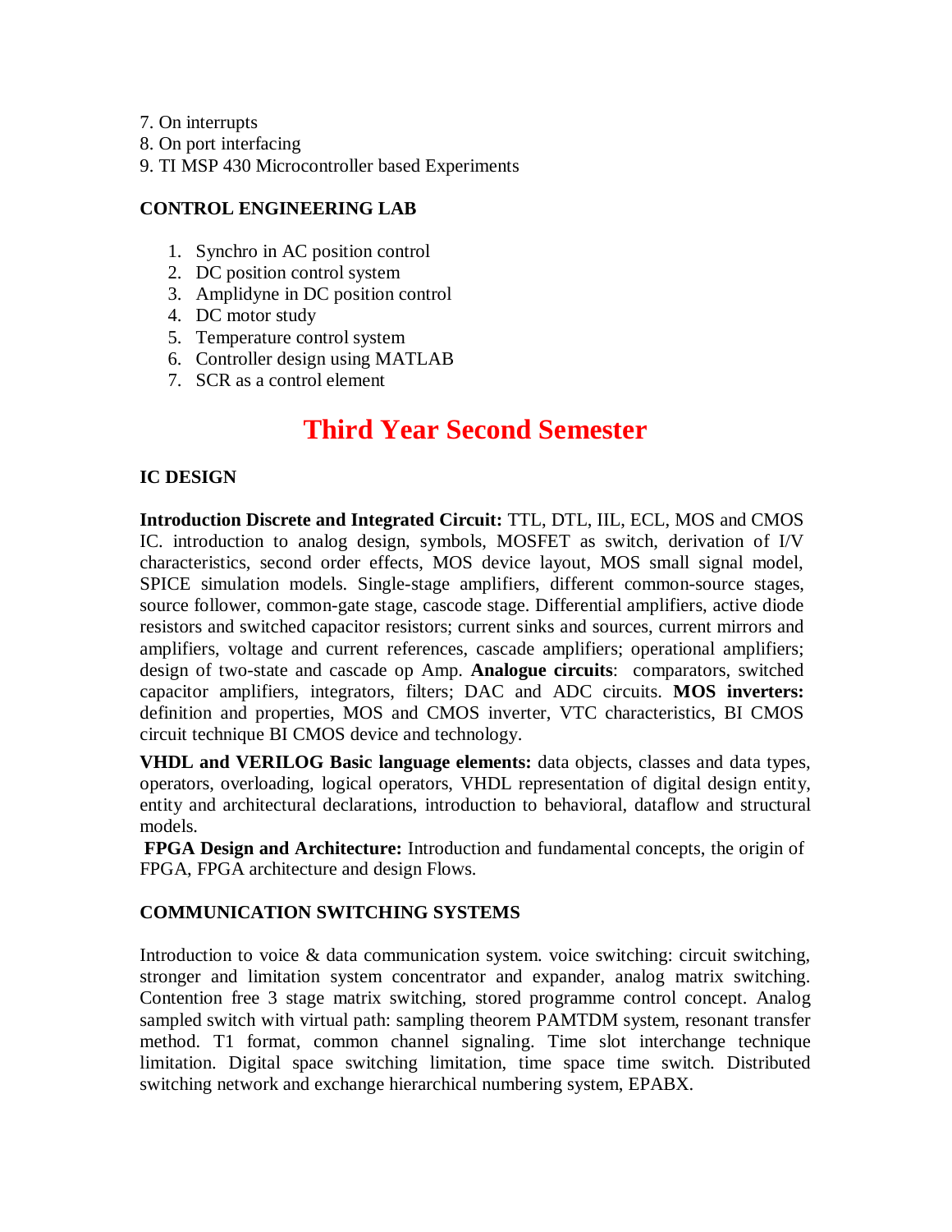7. On interrupts
8. On port interfacing
9. TI MSP 430 Microcontroller based Experiments

**CONTROL ENGINEERING LAB**

1. Synchro in AC position control
2. DC position control system
3. Amplidyne in DC position control
4. DC motor study
5. Temperature control system
6. Controller design using MATLAB
7. SCR as a control element

# Third Year Second Semester

**IC DESIGN**

**Introduction Discrete and Integrated Circuit:** TTL, DTL, IIL, ECL, MOS and CMOS IC. introduction to analog design, symbols, MOSFET as switch, derivation of I/V characteristics, second order effects, MOS device layout, MOS small signal model, SPICE simulation models. Single-stage amplifiers, different common-source stages, source follower, common-gate stage, cascode stage. Differential amplifiers, active diode resistors and switched capacitor resistors; current sinks and sources, current mirrors and amplifiers, voltage and current references, cascade amplifiers; operational amplifiers; design of two-state and cascade op Amp. **Analogue circuits**: comparators, switched capacitor amplifiers, integrators, filters; DAC and ADC circuits. **MOS inverters:** definition and properties, MOS and CMOS inverter, VTC characteristics, BI CMOS circuit technique BI CMOS device and technology.

**VHDL and VERILOG Basic language elements:** data objects, classes and data types, operators, overloading, logical operators, VHDL representation of digital design entity, entity and architectural declarations, introduction to behavioral, dataflow and structural models.

**FPGA Design and Architecture:** Introduction and fundamental concepts, the origin of FPGA, FPGA architecture and design Flows.

**COMMUNICATION SWITCHING SYSTEMS**

Introduction to voice & data communication system. voice switching: circuit switching, stronger and limitation system concentrator and expander, analog matrix switching. Contention free 3 stage matrix switching, stored programme control concept. Analog sampled switch with virtual path: sampling theorem PAMTDM system, resonant transfer method. T1 format, common channel signaling. Time slot interchange technique limitation. Digital space switching limitation, time space time switch. Distributed switching network and exchange hierarchical numbering system, EPABX.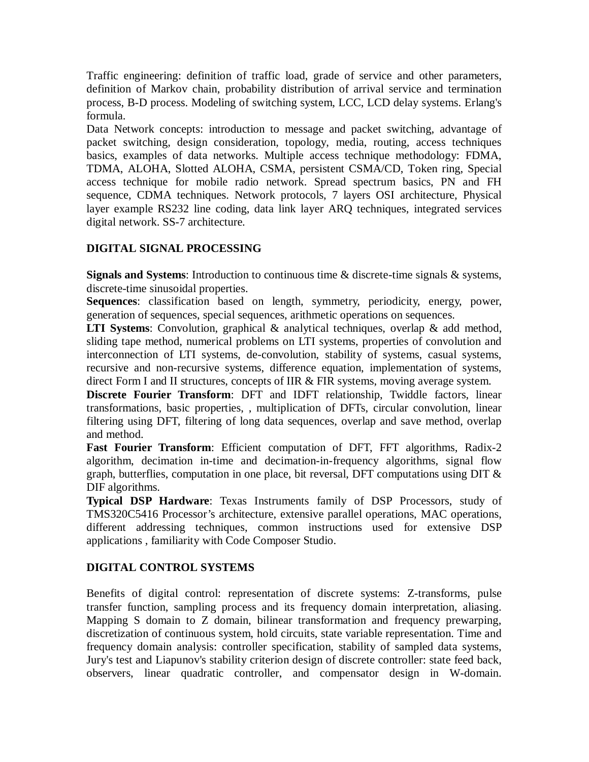Traffic engineering: definition of traffic load, grade of service and other parameters, definition of Markov chain, probability distribution of arrival service and termination process, B-D process. Modeling of switching system, LCC, LCD delay systems. Erlang's formula.

Data Network concepts: introduction to message and packet switching, advantage of packet switching, design consideration, topology, media, routing, access techniques basics, examples of data networks. Multiple access technique methodology: FDMA, TDMA, ALOHA, Slotted ALOHA, CSMA, persistent CSMA/CD, Token ring, Special access technique for mobile radio network. Spread spectrum basics, PN and FH sequence, CDMA techniques. Network protocols, 7 layers OSI architecture, Physical layer example RS232 line coding, data link layer ARQ techniques, integrated services digital network. SS-7 architecture.

## DIGITAL SIGNAL PROCESSING

**Signals and Systems**: Introduction to continuous time & discrete-time signals & systems, discrete-time sinusoidal properties.

**Sequences**: classification based on length, symmetry, periodicity, energy, power, generation of sequences, special sequences, arithmetic operations on sequences.

**LTI Systems**: Convolution, graphical & analytical techniques, overlap & add method, sliding tape method, numerical problems on LTI systems, properties of convolution and interconnection of LTI systems, de-convolution, stability of systems, casual systems, recursive and non-recursive systems, difference equation, implementation of systems, direct Form I and II structures, concepts of IIR & FIR systems, moving average system.

**Discrete Fourier Transform**: DFT and IDFT relationship, Twiddle factors, linear transformations, basic properties, , multiplication of DFTs, circular convolution, linear filtering using DFT, filtering of long data sequences, overlap and save method, overlap and method.

**Fast Fourier Transform**: Efficient computation of DFT, FFT algorithms, Radix-2 algorithm, decimation in-time and decimation-in-frequency algorithms, signal flow graph, butterflies, computation in one place, bit reversal, DFT computations using DIT & DIF algorithms.

**Typical DSP Hardware**: Texas Instruments family of DSP Processors, study of TMS320C5416 Processor's architecture, extensive parallel operations, MAC operations, different addressing techniques, common instructions used for extensive DSP applications , familiarity with Code Composer Studio.

## DIGITAL CONTROL SYSTEMS

Benefits of digital control: representation of discrete systems: Z-transforms, pulse transfer function, sampling process and its frequency domain interpretation, aliasing. Mapping S domain to Z domain, bilinear transformation and frequency prewarping, discretization of continuous system, hold circuits, state variable representation. Time and frequency domain analysis: controller specification, stability of sampled data systems, Jury's test and Liapunov's stability criterion design of discrete controller: state feed back, observers, linear quadratic controller, and compensator design in W-domain.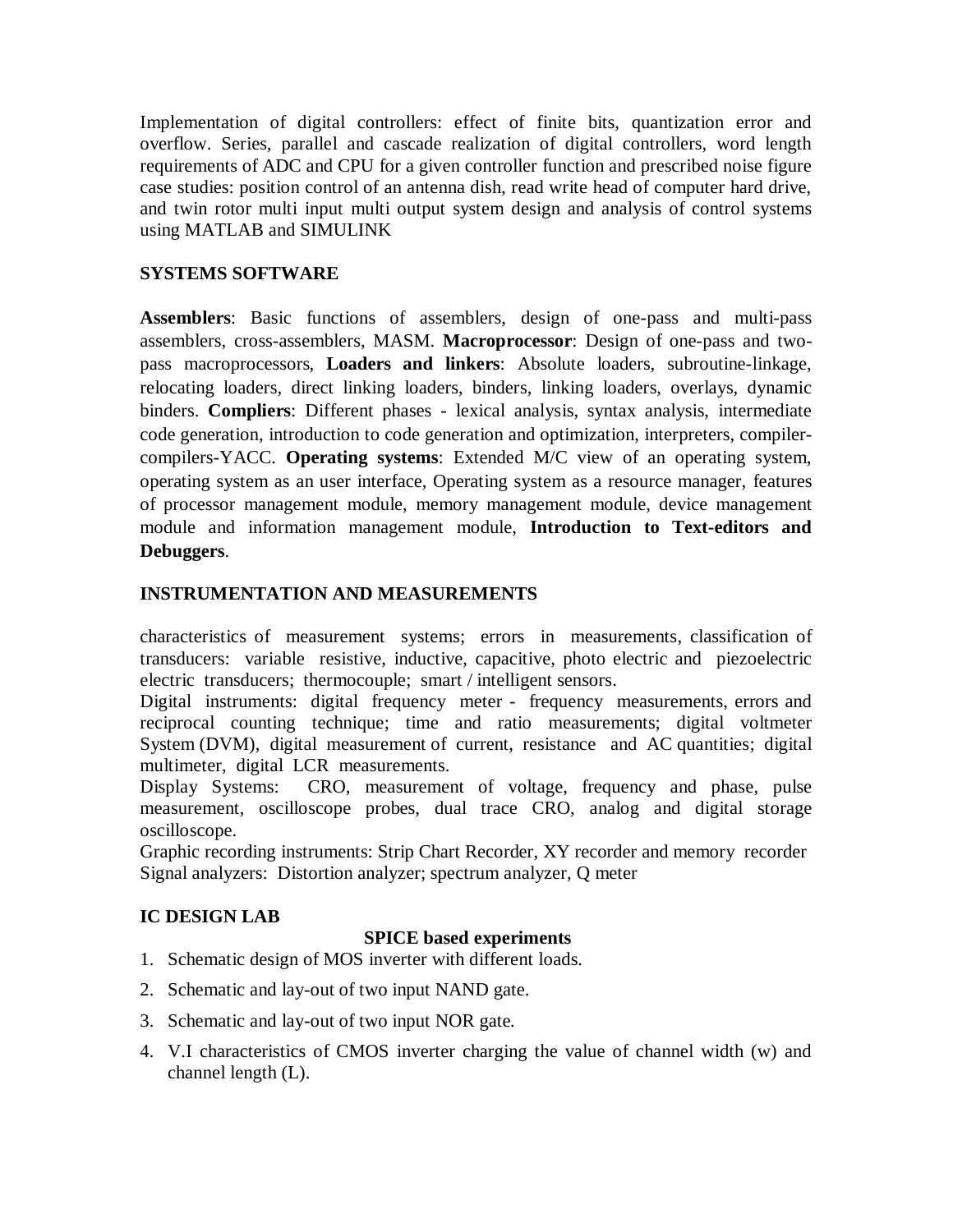Implementation of digital controllers: effect of finite bits, quantization error and overflow. Series, parallel and cascade realization of digital controllers, word length requirements of ADC and CPU for a given controller function and prescribed noise figure case studies: position control of an antenna dish, read write head of computer hard drive, and twin rotor multi input multi output system design and analysis of control systems using MATLAB and SIMULINK

## SYSTEMS SOFTWARE

**Assemblers**: Basic functions of assemblers, design of one-pass and multi-pass assemblers, cross-assemblers, MASM. **Macroprocessor**: Design of one-pass and two-pass macroprocessors, **Loaders and linkers**: Absolute loaders, subroutine-linkage, relocating loaders, direct linking loaders, binders, linking loaders, overlays, dynamic binders. **Compliers**: Different phases - lexical analysis, syntax analysis, intermediate code generation, introduction to code generation and optimization, interpreters, compiler-compilers-YACC. **Operating systems**: Extended M/C view of an operating system, operating system as an user interface, Operating system as a resource manager, features of processor management module, memory management module, device management module and information management module, **Introduction to Text-editors and Debuggers**.

## INSTRUMENTATION AND MEASUREMENTS

characteristics of measurement systems; errors in measurements, classification of transducers: variable resistive, inductive, capacitive, photo electric and piezoelectric electric transducers; thermocouple; smart / intelligent sensors.

Digital instruments: digital frequency meter - frequency measurements, errors and reciprocal counting technique; time and ratio measurements; digital voltmeter System (DVM), digital measurement of current, resistance and AC quantities; digital multimeter, digital LCR measurements.

Display Systems: CRO, measurement of voltage, frequency and phase, pulse measurement, oscilloscope probes, dual trace CRO, analog and digital storage oscilloscope.

Graphic recording instruments: Strip Chart Recorder, XY recorder and memory recorder

Signal analyzers: Distortion analyzer; spectrum analyzer, Q meter

## IC DESIGN LAB

### SPICE based experiments

1. Schematic design of MOS inverter with different loads.
2. Schematic and lay-out of two input NAND gate.
3. Schematic and lay-out of two input NOR gate.
4. V.I characteristics of CMOS inverter charging the value of channel width (w) and channel length (L).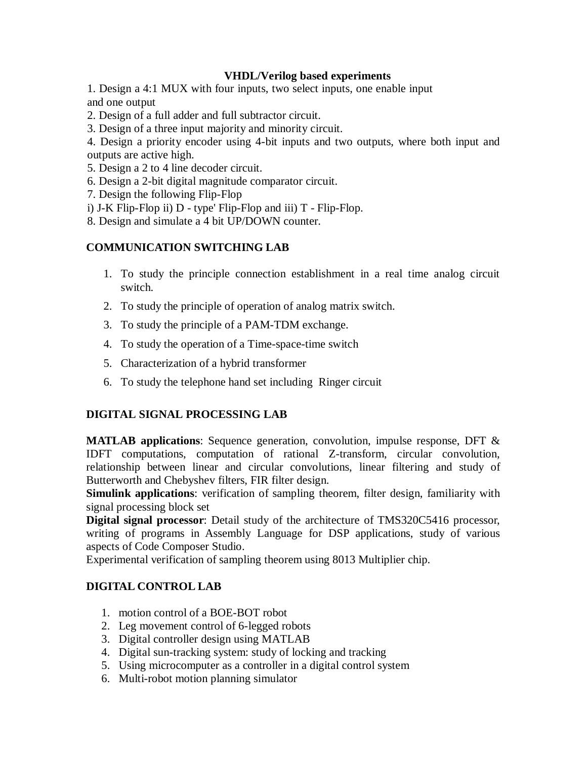## VHDL/Verilog based experiments

1. Design a 4:1 MUX with four inputs, two select inputs, one enable input and one output
2. Design of a full adder and full subtractor circuit.
3. Design of a three input majority and minority circuit.
4. Design a priority encoder using 4-bit inputs and two outputs, where both input and outputs are active high.
5. Design a 2 to 4 line decoder circuit.
6. Design a 2-bit digital magnitude comparator circuit.
7. Design the following Flip-Flop
i) J-K Flip-Flop ii) D - type' Flip-Flop and iii) T - Flip-Flop.
8. Design and simulate a 4 bit UP/DOWN counter.

## COMMUNICATION SWITCHING LAB

1. To study the principle connection establishment in a real time analog circuit switch.
2. To study the principle of operation of analog matrix switch.
3. To study the principle of a PAM-TDM exchange.
4. To study the operation of a Time-space-time switch
5. Characterization of a hybrid transformer
6. To study the telephone hand set including Ringer circuit

## DIGITAL SIGNAL PROCESSING LAB

**MATLAB applications**: Sequence generation, convolution, impulse response, DFT & IDFT computations, computation of rational Z-transform, circular convolution, relationship between linear and circular convolutions, linear filtering and study of Butterworth and Chebyshev filters, FIR filter design.
**Simulink applications**: verification of sampling theorem, filter design, familiarity with signal processing block set
**Digital signal processor**: Detail study of the architecture of TMS320C5416 processor, writing of programs in Assembly Language for DSP applications, study of various aspects of Code Composer Studio.
Experimental verification of sampling theorem using 8013 Multiplier chip.

## DIGITAL CONTROL LAB

1. motion control of a BOE-BOT robot
2. Leg movement control of 6-legged robots
3. Digital controller design using MATLAB
4. Digital sun-tracking system: study of locking and tracking
5. Using microcomputer as a controller in a digital control system
6. Multi-robot motion planning simulator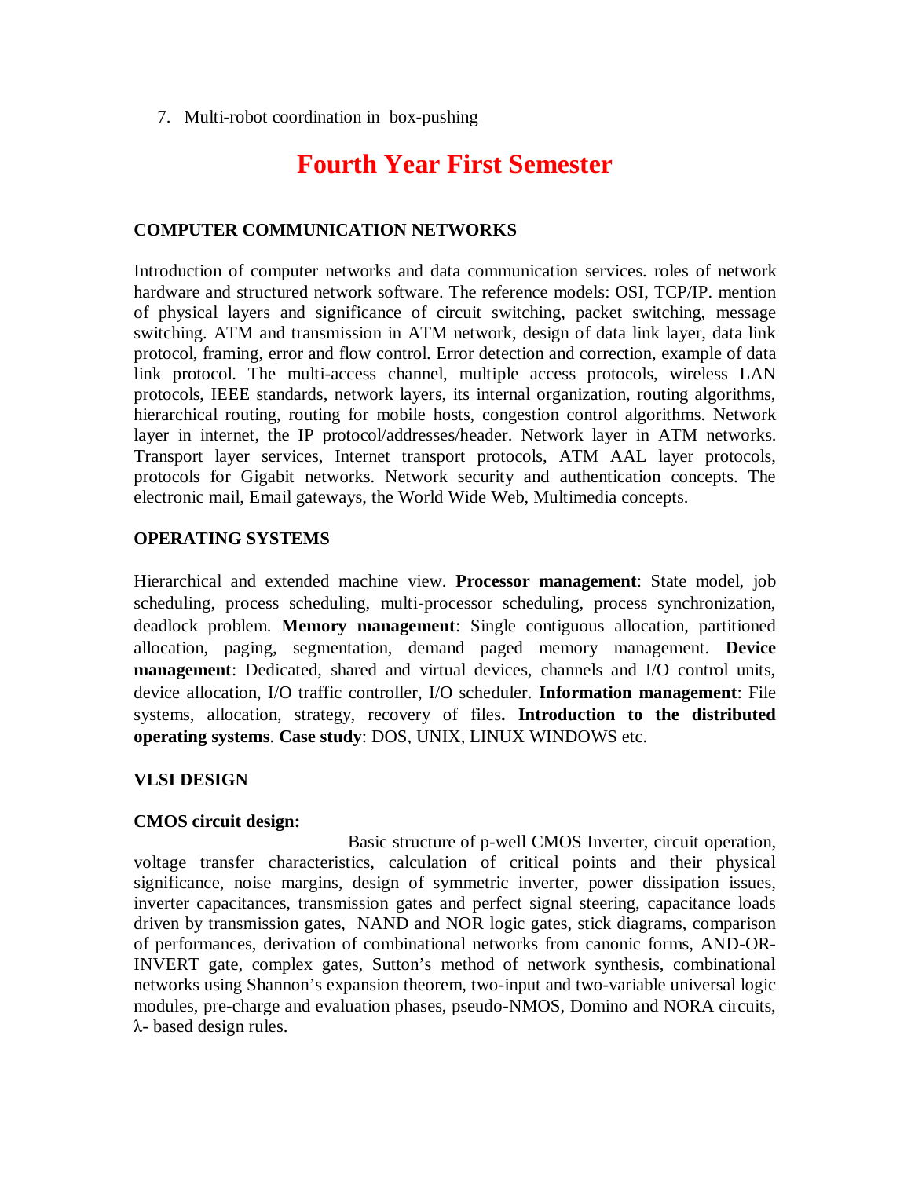7. Multi-robot coordination in box-pushing

# Fourth Year First Semester

### COMPUTER COMMUNICATION NETWORKS

Introduction of computer networks and data communication services. roles of network hardware and structured network software. The reference models: OSI, TCP/IP. mention of physical layers and significance of circuit switching, packet switching, message switching. ATM and transmission in ATM network, design of data link layer, data link protocol, framing, error and flow control. Error detection and correction, example of data link protocol. The multi-access channel, multiple access protocols, wireless LAN protocols, IEEE standards, network layers, its internal organization, routing algorithms, hierarchical routing, routing for mobile hosts, congestion control algorithms. Network layer in internet, the IP protocol/addresses/header. Network layer in ATM networks. Transport layer services, Internet transport protocols, ATM AAL layer protocols, protocols for Gigabit networks. Network security and authentication concepts. The electronic mail, Email gateways, the World Wide Web, Multimedia concepts.

### OPERATING SYSTEMS

Hierarchical and extended machine view. **Processor management**: State model, job scheduling, process scheduling, multi-processor scheduling, process synchronization, deadlock problem. **Memory management**: Single contiguous allocation, partitioned allocation, paging, segmentation, demand paged memory management. **Device management**: Dedicated, shared and virtual devices, channels and I/O control units, device allocation, I/O traffic controller, I/O scheduler. **Information management**: File systems, allocation, strategy, recovery of files**. Introduction to the distributed operating systems**. **Case study**: DOS, UNIX, LINUX WINDOWS etc.

### VLSI DESIGN

**CMOS circuit design:**

Basic structure of p-well CMOS Inverter, circuit operation, voltage transfer characteristics, calculation of critical points and their physical significance, noise margins, design of symmetric inverter, power dissipation issues, inverter capacitances, transmission gates and perfect signal steering, capacitance loads driven by transmission gates, NAND and NOR logic gates, stick diagrams, comparison of performances, derivation of combinational networks from canonic forms, AND-OR-INVERT gate, complex gates, Sutton's method of network synthesis, combinational networks using Shannon's expansion theorem, two-input and two-variable universal logic modules, pre-charge and evaluation phases, pseudo-NMOS, Domino and NORA circuits, $\lambda$- based design rules.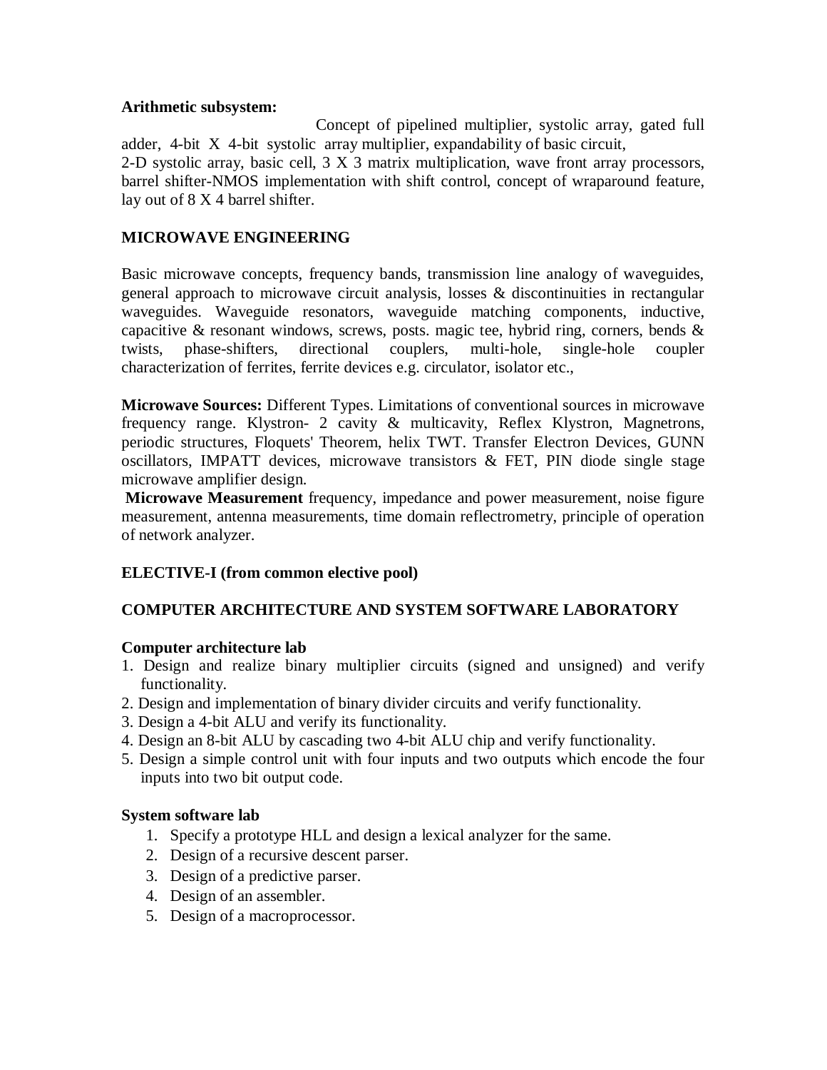**Arithmetic subsystem:** Concept of pipelined multiplier, systolic array, gated full adder, 4-bit X 4-bit systolic array multiplier, expandability of basic circuit,
2-D systolic array, basic cell, 3 X 3 matrix multiplication, wave front array processors, barrel shifter-NMOS implementation with shift control, concept of wraparound feature, lay out of 8 X 4 barrel shifter.

## MICROWAVE ENGINEERING

Basic microwave concepts, frequency bands, transmission line analogy of waveguides, general approach to microwave circuit analysis, losses & discontinuities in rectangular waveguides. Waveguide resonators, waveguide matching components, inductive, capacitive & resonant windows, screws, posts. magic tee, hybrid ring, corners, bends & twists, phase-shifters, directional couplers, multi-hole, single-hole coupler characterization of ferrites, ferrite devices e.g. circulator, isolator etc.,

**Microwave Sources:** Different Types. Limitations of conventional sources in microwave frequency range. Klystron- 2 cavity & multicavity, Reflex Klystron, Magnetrons, periodic structures, Floquets' Theorem, helix TWT. Transfer Electron Devices, GUNN oscillators, IMPATT devices, microwave transistors & FET, PIN diode single stage microwave amplifier design.

**Microwave Measurement** frequency, impedance and power measurement, noise figure measurement, antenna measurements, time domain reflectrometry, principle of operation of network analyzer.

## ELECTIVE-I (from common elective pool)

## COMPUTER ARCHITECTURE AND SYSTEM SOFTWARE LABORATORY

### Computer architecture lab

1. Design and realize binary multiplier circuits (signed and unsigned) and verify functionality.
2. Design and implementation of binary divider circuits and verify functionality.
3. Design a 4-bit ALU and verify its functionality.
4. Design an 8-bit ALU by cascading two 4-bit ALU chip and verify functionality.
5. Design a simple control unit with four inputs and two outputs which encode the four inputs into two bit output code.

### System software lab

1. Specify a prototype HLL and design a lexical analyzer for the same.
2. Design of a recursive descent parser.
3. Design of a predictive parser.
4. Design of an assembler.
5. Design of a macroprocessor.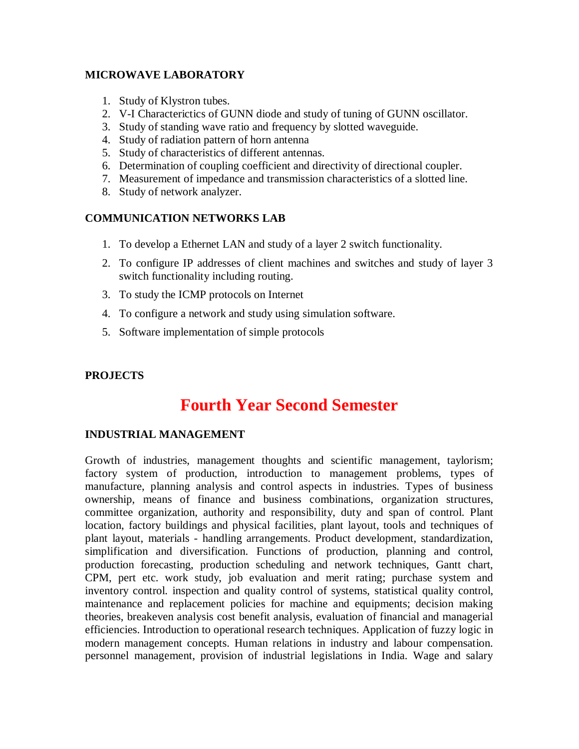### MICROWAVE LABORATORY

1. Study of Klystron tubes.
2. V-I Characterictics of GUNN diode and study of tuning of GUNN oscillator.
3. Study of standing wave ratio and frequency by slotted waveguide.
4. Study of radiation pattern of horn antenna
5. Study of characteristics of different antennas.
6. Determination of coupling coefficient and directivity of directional coupler.
7. Measurement of impedance and transmission characteristics of a slotted line.
8. Study of network analyzer.

### COMMUNICATION NETWORKS LAB

1. To develop a Ethernet LAN and study of a layer 2 switch functionality.
2. To configure IP addresses of client machines and switches and study of layer 3 switch functionality including routing.
3. To study the ICMP protocols on Internet
4. To configure a network and study using simulation software.
5. Software implementation of simple protocols

### PROJECTS

## Fourth Year Second Semester

### INDUSTRIAL MANAGEMENT

Growth of industries, management thoughts and scientific management, taylorism; factory system of production, introduction to management problems, types of manufacture, planning analysis and control aspects in industries. Types of business ownership, means of finance and business combinations, organization structures, committee organization, authority and responsibility, duty and span of control. Plant location, factory buildings and physical facilities, plant layout, tools and techniques of plant layout, materials - handling arrangements. Product development, standardization, simplification and diversification. Functions of production, planning and control, production forecasting, production scheduling and network techniques, Gantt chart, CPM, pert etc. work study, job evaluation and merit rating; purchase system and inventory control. inspection and quality control of systems, statistical quality control, maintenance and replacement policies for machine and equipments; decision making theories, breakeven analysis cost benefit analysis, evaluation of financial and managerial efficiencies. Introduction to operational research techniques. Application of fuzzy logic in modern management concepts. Human relations in industry and labour compensation. personnel management, provision of industrial legislations in India. Wage and salary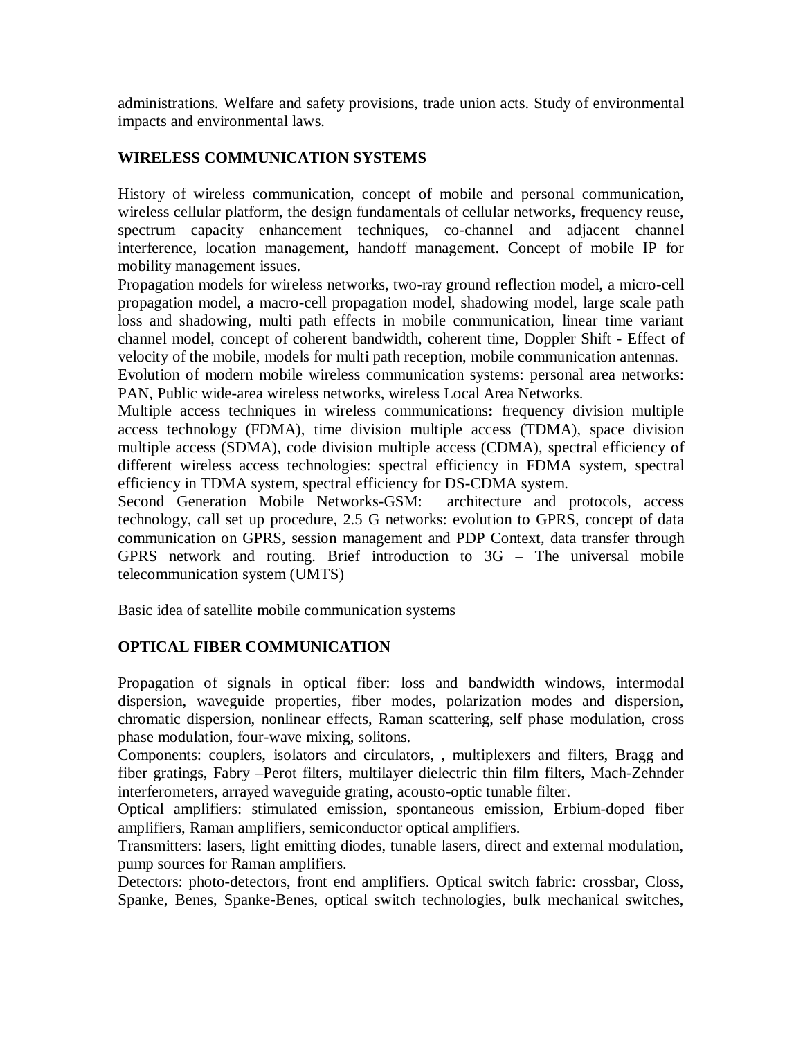administrations. Welfare and safety provisions, trade union acts. Study of environmental impacts and environmental laws.

## WIRELESS COMMUNICATION SYSTEMS

History of wireless communication, concept of mobile and personal communication, wireless cellular platform, the design fundamentals of cellular networks, frequency reuse, spectrum capacity enhancement techniques, co-channel and adjacent channel interference, location management, handoff management. Concept of mobile IP for mobility management issues.

Propagation models for wireless networks, two-ray ground reflection model, a micro-cell propagation model, a macro-cell propagation model, shadowing model, large scale path loss and shadowing, multi path effects in mobile communication, linear time variant channel model, concept of coherent bandwidth, coherent time, Doppler Shift - Effect of velocity of the mobile, models for multi path reception, mobile communication antennas.

Evolution of modern mobile wireless communication systems: personal area networks: PAN, Public wide-area wireless networks, wireless Local Area Networks.

Multiple access techniques in wireless communications**:** frequency division multiple access technology (FDMA), time division multiple access (TDMA), space division multiple access (SDMA), code division multiple access (CDMA), spectral efficiency of different wireless access technologies: spectral efficiency in FDMA system, spectral efficiency in TDMA system, spectral efficiency for DS-CDMA system.

Second Generation Mobile Networks-GSM: architecture and protocols, access technology, call set up procedure, 2.5 G networks: evolution to GPRS, concept of data communication on GPRS, session management and PDP Context, data transfer through GPRS network and routing. Brief introduction to 3G – The universal mobile telecommunication system (UMTS)

Basic idea of satellite mobile communication systems

## OPTICAL FIBER COMMUNICATION

Propagation of signals in optical fiber: loss and bandwidth windows, intermodal dispersion, waveguide properties, fiber modes, polarization modes and dispersion, chromatic dispersion, nonlinear effects, Raman scattering, self phase modulation, cross phase modulation, four-wave mixing, solitons.

Components: couplers, isolators and circulators, , multiplexers and filters, Bragg and fiber gratings, Fabry –Perot filters, multilayer dielectric thin film filters, Mach-Zehnder interferometers, arrayed waveguide grating, acousto-optic tunable filter.

Optical amplifiers: stimulated emission, spontaneous emission, Erbium-doped fiber amplifiers, Raman amplifiers, semiconductor optical amplifiers.

Transmitters: lasers, light emitting diodes, tunable lasers, direct and external modulation, pump sources for Raman amplifiers.

Detectors: photo-detectors, front end amplifiers. Optical switch fabric: crossbar, Closs, Spanke, Benes, Spanke-Benes, optical switch technologies, bulk mechanical switches,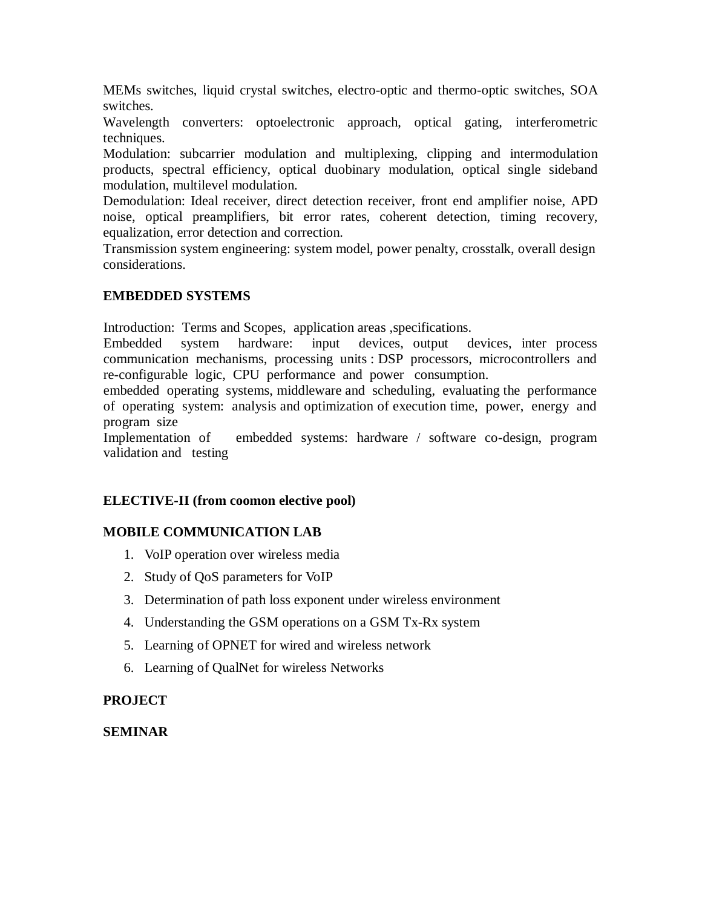MEMs switches, liquid crystal switches, electro-optic and thermo-optic switches, SOA switches.

Wavelength converters: optoelectronic approach, optical gating, interferometric techniques.

Modulation: subcarrier modulation and multiplexing, clipping and intermodulation products, spectral efficiency, optical duobinary modulation, optical single sideband modulation, multilevel modulation.

Demodulation: Ideal receiver, direct detection receiver, front end amplifier noise, APD noise, optical preamplifiers, bit error rates, coherent detection, timing recovery, equalization, error detection and correction.

Transmission system engineering: system model, power penalty, crosstalk, overall design considerations.

**EMBEDDED SYSTEMS**

Introduction: Terms and Scopes, application areas ,specifications.

Embedded system hardware: input devices, output devices, inter process communication mechanisms, processing units : DSP processors, microcontrollers and re-configurable logic, CPU performance and power consumption.

embedded operating systems, middleware and scheduling, evaluating the performance of operating system: analysis and optimization of execution time, power, energy and program size

Implementation of embedded systems: hardware / software co-design, program validation and testing

**ELECTIVE-II (from coomon elective pool)**

**MOBILE COMMUNICATION LAB**

1. VoIP operation over wireless media
2. Study of QoS parameters for VoIP
3. Determination of path loss exponent under wireless environment
4. Understanding the GSM operations on a GSM Tx-Rx system
5. Learning of OPNET for wired and wireless network
6. Learning of QualNet for wireless Networks

**PROJECT**

**SEMINAR**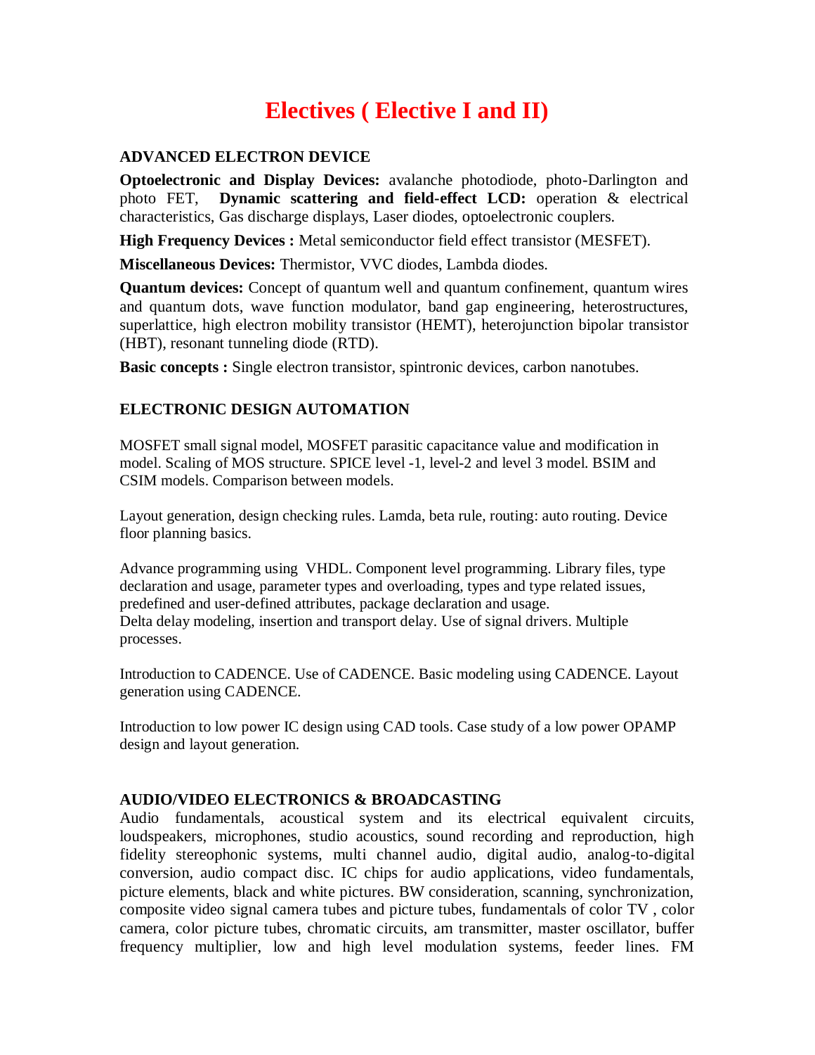# Electives ( Elective I and II)

### ADVANCED ELECTRON DEVICE

**Optoelectronic and Display Devices:** avalanche photodiode, photo-Darlington and photo FET, **Dynamic scattering and field-effect LCD:** operation & electrical characteristics, Gas discharge displays, Laser diodes, optoelectronic couplers.

**High Frequency Devices :** Metal semiconductor field effect transistor (MESFET).

**Miscellaneous Devices:** Thermistor, VVC diodes, Lambda diodes.

**Quantum devices:** Concept of quantum well and quantum confinement, quantum wires and quantum dots, wave function modulator, band gap engineering, heterostructures, superlattice, high electron mobility transistor (HEMT), heterojunction bipolar transistor (HBT), resonant tunneling diode (RTD).

**Basic concepts :** Single electron transistor, spintronic devices, carbon nanotubes.

### ELECTRONIC DESIGN AUTOMATION

MOSFET small signal model, MOSFET parasitic capacitance value and modification in model. Scaling of MOS structure. SPICE level -1, level-2 and level 3 model. BSIM and CSIM models. Comparison between models.

Layout generation, design checking rules. Lamda, beta rule, routing: auto routing. Device floor planning basics.

Advance programming using VHDL. Component level programming. Library files, type declaration and usage, parameter types and overloading, types and type related issues, predefined and user-defined attributes, package declaration and usage.
Delta delay modeling, insertion and transport delay. Use of signal drivers. Multiple processes.

Introduction to CADENCE. Use of CADENCE. Basic modeling using CADENCE. Layout generation using CADENCE.

Introduction to low power IC design using CAD tools. Case study of a low power OPAMP design and layout generation.

### AUDIO/VIDEO ELECTRONICS & BROADCASTING

Audio fundamentals, acoustical system and its electrical equivalent circuits, loudspeakers, microphones, studio acoustics, sound recording and reproduction, high fidelity stereophonic systems, multi channel audio, digital audio, analog-to-digital conversion, audio compact disc. IC chips for audio applications, video fundamentals, picture elements, black and white pictures. BW consideration, scanning, synchronization, composite video signal camera tubes and picture tubes, fundamentals of color TV , color camera, color picture tubes, chromatic circuits, am transmitter, master oscillator, buffer frequency multiplier, low and high level modulation systems, feeder lines. FM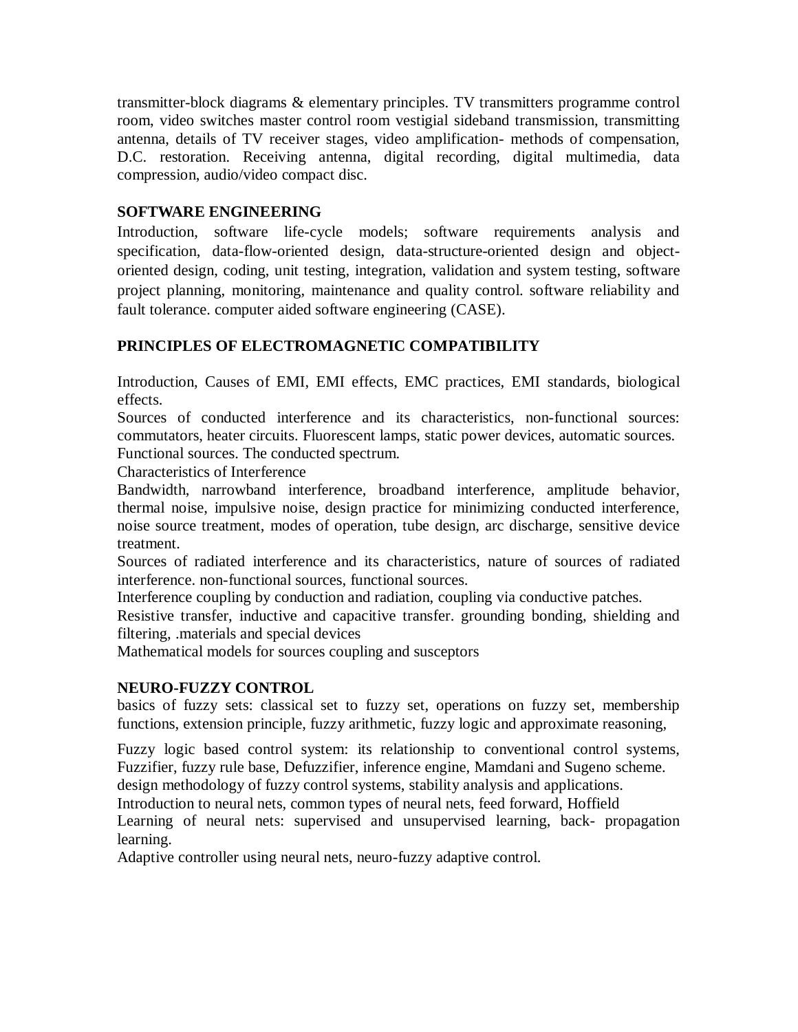transmitter-block diagrams & elementary principles. TV transmitters programme control room, video switches master control room vestigial sideband transmission, transmitting antenna, details of TV receiver stages, video amplification- methods of compensation, D.C. restoration. Receiving antenna, digital recording, digital multimedia, data compression, audio/video compact disc.

**SOFTWARE ENGINEERING**

Introduction, software life-cycle models; software requirements analysis and specification, data-flow-oriented design, data-structure-oriented design and object-oriented design, coding, unit testing, integration, validation and system testing, software project planning, monitoring, maintenance and quality control. software reliability and fault tolerance. computer aided software engineering (CASE).

**PRINCIPLES OF ELECTROMAGNETIC COMPATIBILITY**

Introduction, Causes of EMI, EMI effects, EMC practices, EMI standards, biological effects.

Sources of conducted interference and its characteristics, non-functional sources: commutators, heater circuits. Fluorescent lamps, static power devices, automatic sources. Functional sources. The conducted spectrum.

Characteristics of Interference

Bandwidth, narrowband interference, broadband interference, amplitude behavior, thermal noise, impulsive noise, design practice for minimizing conducted interference, noise source treatment, modes of operation, tube design, arc discharge, sensitive device treatment.

Sources of radiated interference and its characteristics, nature of sources of radiated interference. non-functional sources, functional sources.

Interference coupling by conduction and radiation, coupling via conductive patches.

Resistive transfer, inductive and capacitive transfer. grounding bonding, shielding and filtering, .materials and special devices

Mathematical models for sources coupling and susceptors

**NEURO-FUZZY CONTROL**

basics of fuzzy sets: classical set to fuzzy set, operations on fuzzy set, membership functions, extension principle, fuzzy arithmetic, fuzzy logic and approximate reasoning,

Fuzzy logic based control system: its relationship to conventional control systems, Fuzzifier, fuzzy rule base, Defuzzifier, inference engine, Mamdani and Sugeno scheme.

design methodology of fuzzy control systems, stability analysis and applications.

Introduction to neural nets, common types of neural nets, feed forward, Hoffield

Learning of neural nets: supervised and unsupervised learning, back- propagation learning.

Adaptive controller using neural nets, neuro-fuzzy adaptive control.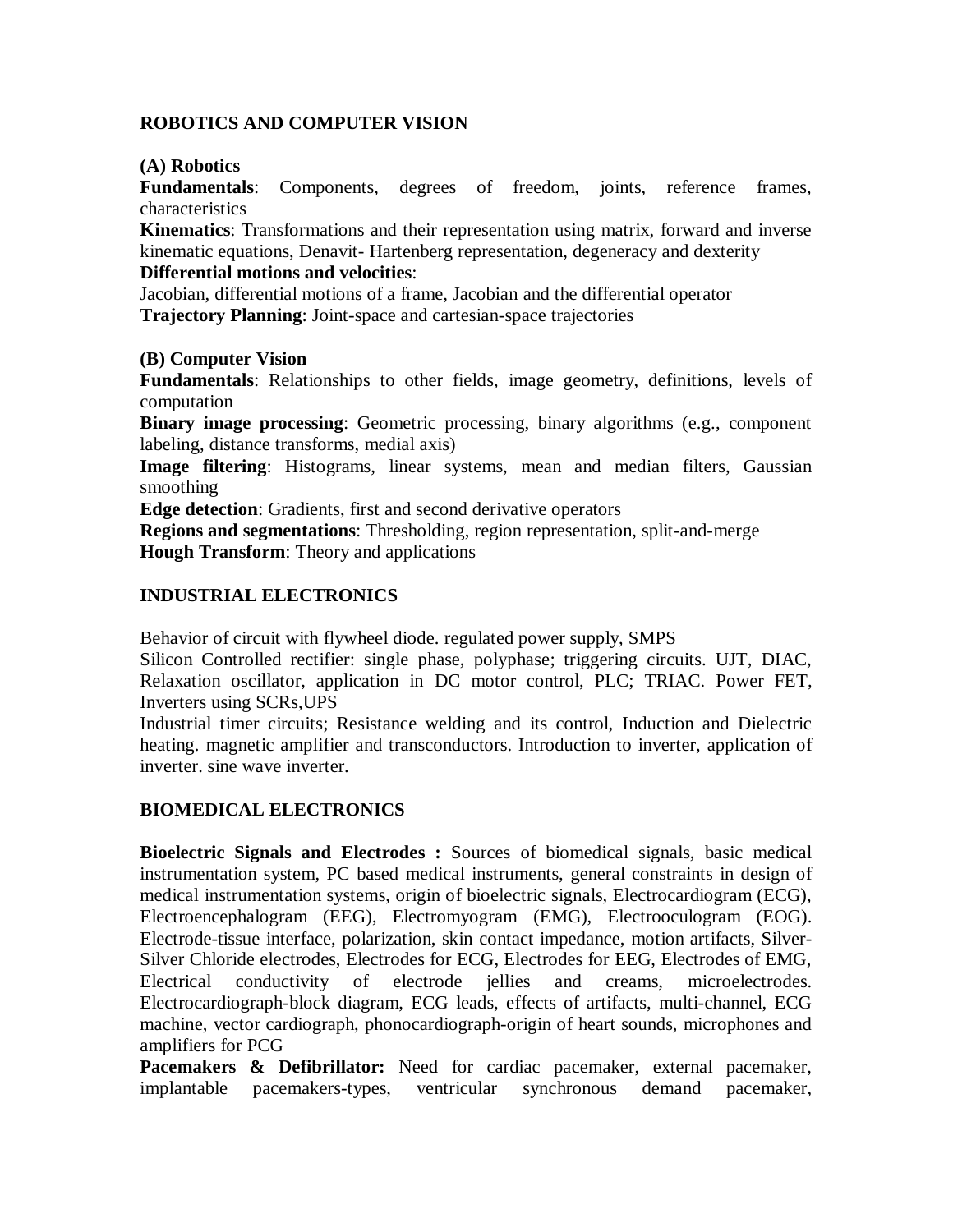## ROBOTICS AND COMPUTER VISION

### (A) Robotics

**Fundamentals**: Components, degrees of freedom, joints, reference frames, characteristics

**Kinematics**: Transformations and their representation using matrix, forward and inverse kinematic equations, Denavit- Hartenberg representation, degeneracy and dexterity

**Differential motions and velocities**:
Jacobian, differential motions of a frame, Jacobian and the differential operator

**Trajectory Planning**: Joint-space and cartesian-space trajectories

### (B) Computer Vision

**Fundamentals**: Relationships to other fields, image geometry, definitions, levels of computation

**Binary image processing**: Geometric processing, binary algorithms (e.g., component labeling, distance transforms, medial axis)

**Image filtering**: Histograms, linear systems, mean and median filters, Gaussian smoothing

**Edge detection**: Gradients, first and second derivative operators

**Regions and segmentations**: Thresholding, region representation, split-and-merge

**Hough Transform**: Theory and applications

## INDUSTRIAL ELECTRONICS

Behavior of circuit with flywheel diode. regulated power supply, SMPS
Silicon Controlled rectifier: single phase, polyphase; triggering circuits. UJT, DIAC, Relaxation oscillator, application in DC motor control, PLC; TRIAC. Power FET, Inverters using SCRs,UPS
Industrial timer circuits; Resistance welding and its control, Induction and Dielectric heating. magnetic amplifier and transconductors. Introduction to inverter, application of inverter. sine wave inverter.

## BIOMEDICAL ELECTRONICS

**Bioelectric Signals and Electrodes :** Sources of biomedical signals, basic medical instrumentation system, PC based medical instruments, general constraints in design of medical instrumentation systems, origin of bioelectric signals, Electrocardiogram (ECG), Electroencephalogram (EEG), Electromyogram (EMG), Electrooculogram (EOG). Electrode-tissue interface, polarization, skin contact impedance, motion artifacts, Silver-Silver Chloride electrodes, Electrodes for ECG, Electrodes for EEG, Electrodes of EMG, Electrical conductivity of electrode jellies and creams, microelectrodes. Electrocardiograph-block diagram, ECG leads, effects of artifacts, multi-channel, ECG machine, vector cardiograph, phonocardiograph-origin of heart sounds, microphones and amplifiers for PCG

**Pacemakers & Defibrillator:** Need for cardiac pacemaker, external pacemaker, implantable pacemakers-types, ventricular synchronous demand pacemaker,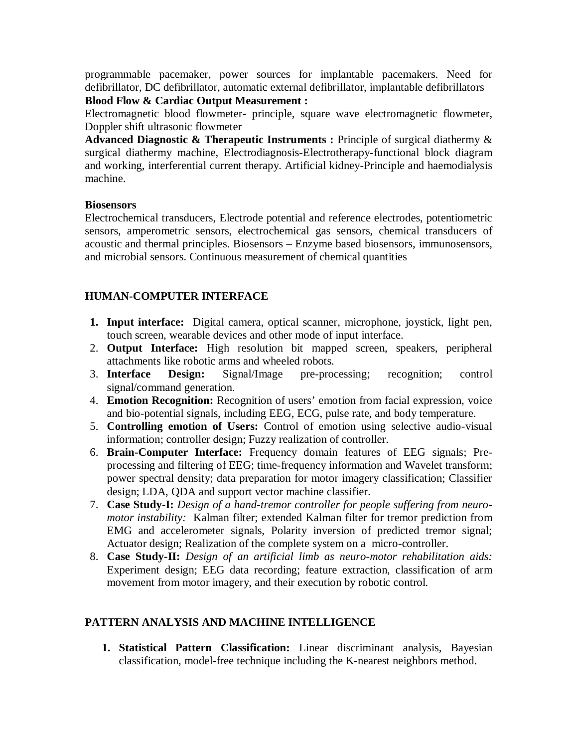programmable pacemaker, power sources for implantable pacemakers. Need for defibrillator, DC defibrillator, automatic external defibrillator, implantable defibrillators

**Blood Flow & Cardiac Output Measurement :**

Electromagnetic blood flowmeter- principle, square wave electromagnetic flowmeter, Doppler shift ultrasonic flowmeter

**Advanced Diagnostic & Therapeutic Instruments :** Principle of surgical diathermy & surgical diathermy machine, Electrodiagnosis-Electrotherapy-functional block diagram and working, interferential current therapy. Artificial kidney-Principle and haemodialysis machine.

**Biosensors**

Electrochemical transducers, Electrode potential and reference electrodes, potentiometric sensors, amperometric sensors, electrochemical gas sensors, chemical transducers of acoustic and thermal principles. Biosensors – Enzyme based biosensors, immunosensors, and microbial sensors. Continuous measurement of chemical quantities

## HUMAN-COMPUTER INTERFACE

1. **Input interface:** Digital camera, optical scanner, microphone, joystick, light pen, touch screen, wearable devices and other mode of input interface.
2. **Output Interface:** High resolution bit mapped screen, speakers, peripheral attachments like robotic arms and wheeled robots.
3. **Interface Design:** Signal/Image pre-processing; recognition; control signal/command generation.
4. **Emotion Recognition:** Recognition of users' emotion from facial expression, voice and bio-potential signals, including EEG, ECG, pulse rate, and body temperature.
5. **Controlling emotion of Users:** Control of emotion using selective audio-visual information; controller design; Fuzzy realization of controller.
6. **Brain-Computer Interface:** Frequency domain features of EEG signals; Pre-processing and filtering of EEG; time-frequency information and Wavelet transform; power spectral density; data preparation for motor imagery classification; Classifier design; LDA, QDA and support vector machine classifier.
7. **Case Study-I:** *Design of a hand-tremor controller for people suffering from neuro-motor instability:* Kalman filter; extended Kalman filter for tremor prediction from EMG and accelerometer signals, Polarity inversion of predicted tremor signal; Actuator design; Realization of the complete system on a micro-controller.
8. **Case Study-II:** *Design of an artificial limb as neuro-motor rehabilitation aids:* Experiment design; EEG data recording; feature extraction, classification of arm movement from motor imagery, and their execution by robotic control.

## PATTERN ANALYSIS AND MACHINE INTELLIGENCE

1. **Statistical Pattern Classification:** Linear discriminant analysis, Bayesian classification, model-free technique including the K-nearest neighbors method.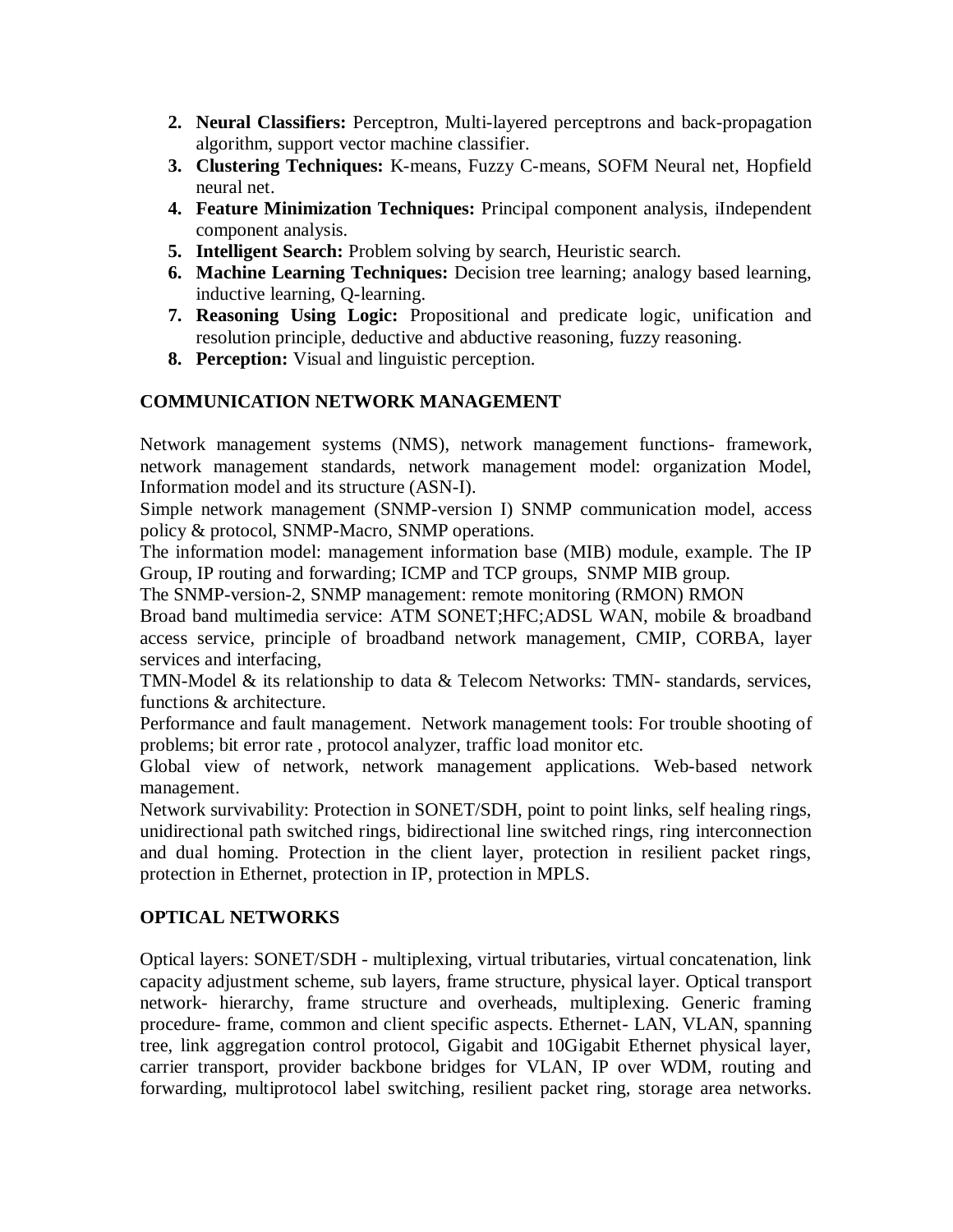2. **Neural Classifiers:** Perceptron, Multi-layered perceptrons and back-propagation algorithm, support vector machine classifier.
3. **Clustering Techniques:** K-means, Fuzzy C-means, SOFM Neural net, Hopfield neural net.
4. **Feature Minimization Techniques:** Principal component analysis, iIndependent component analysis.
5. **Intelligent Search:** Problem solving by search, Heuristic search.
6. **Machine Learning Techniques:** Decision tree learning; analogy based learning, inductive learning, Q-learning.
7. **Reasoning Using Logic:** Propositional and predicate logic, unification and resolution principle, deductive and abductive reasoning, fuzzy reasoning.
8. **Perception:** Visual and linguistic perception.

### COMMUNICATION NETWORK MANAGEMENT

Network management systems (NMS), network management functions- framework, network management standards, network management model: organization Model, Information model and its structure (ASN-I).
Simple network management (SNMP-version I) SNMP communication model, access policy & protocol, SNMP-Macro, SNMP operations.
The information model: management information base (MIB) module, example. The IP Group, IP routing and forwarding; ICMP and TCP groups, SNMP MIB group.
The SNMP-version-2, SNMP management: remote monitoring (RMON) RMON
Broad band multimedia service: ATM SONET;HFC;ADSL WAN, mobile & broadband access service, principle of broadband network management, CMIP, CORBA, layer services and interfacing,
TMN-Model & its relationship to data & Telecom Networks: TMN- standards, services, functions & architecture.
Performance and fault management. Network management tools: For trouble shooting of problems; bit error rate , protocol analyzer, traffic load monitor etc.
Global view of network, network management applications. Web-based network management.
Network survivability: Protection in SONET/SDH, point to point links, self healing rings, unidirectional path switched rings, bidirectional line switched rings, ring interconnection and dual homing. Protection in the client layer, protection in resilient packet rings, protection in Ethernet, protection in IP, protection in MPLS.

### OPTICAL NETWORKS

Optical layers: SONET/SDH - multiplexing, virtual tributaries, virtual concatenation, link capacity adjustment scheme, sub layers, frame structure, physical layer. Optical transport network- hierarchy, frame structure and overheads, multiplexing. Generic framing procedure- frame, common and client specific aspects. Ethernet- LAN, VLAN, spanning tree, link aggregation control protocol, Gigabit and 10Gigabit Ethernet physical layer, carrier transport, provider backbone bridges for VLAN, IP over WDM, routing and forwarding, multiprotocol label switching, resilient packet ring, storage area networks.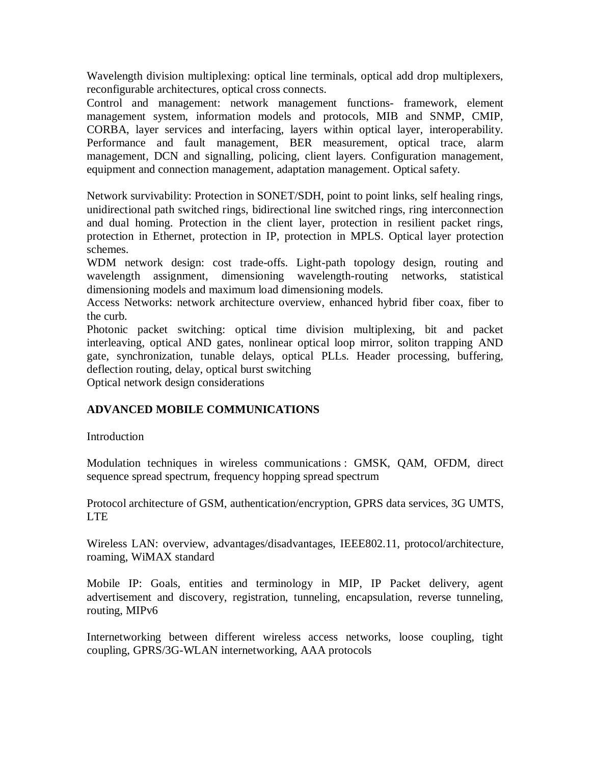Wavelength division multiplexing: optical line terminals, optical add drop multiplexers, reconfigurable architectures, optical cross connects.
Control and management: network management functions- framework, element management system, information models and protocols, MIB and SNMP, CMIP, CORBA, layer services and interfacing, layers within optical layer, interoperability. Performance and fault management, BER measurement, optical trace, alarm management, DCN and signalling, policing, client layers. Configuration management, equipment and connection management, adaptation management. Optical safety.

Network survivability: Protection in SONET/SDH, point to point links, self healing rings, unidirectional path switched rings, bidirectional line switched rings, ring interconnection and dual homing. Protection in the client layer, protection in resilient packet rings, protection in Ethernet, protection in IP, protection in MPLS. Optical layer protection schemes.
WDM network design: cost trade-offs. Light-path topology design, routing and wavelength assignment, dimensioning wavelength-routing networks, statistical dimensioning models and maximum load dimensioning models.
Access Networks: network architecture overview, enhanced hybrid fiber coax, fiber to the curb.
Photonic packet switching: optical time division multiplexing, bit and packet interleaving, optical AND gates, nonlinear optical loop mirror, soliton trapping AND gate, synchronization, tunable delays, optical PLLs. Header processing, buffering, deflection routing, delay, optical burst switching
Optical network design considerations

**ADVANCED MOBILE COMMUNICATIONS**

Introduction

Modulation techniques in wireless communications : GMSK, QAM, OFDM, direct sequence spread spectrum, frequency hopping spread spectrum

Protocol architecture of GSM, authentication/encryption, GPRS data services, 3G UMTS, LTE

Wireless LAN: overview, advantages/disadvantages, IEEE802.11, protocol/architecture, roaming, WiMAX standard

Mobile IP: Goals, entities and terminology in MIP, IP Packet delivery, agent advertisement and discovery, registration, tunneling, encapsulation, reverse tunneling, routing, MIPv6

Internetworking between different wireless access networks, loose coupling, tight coupling, GPRS/3G-WLAN internetworking, AAA protocols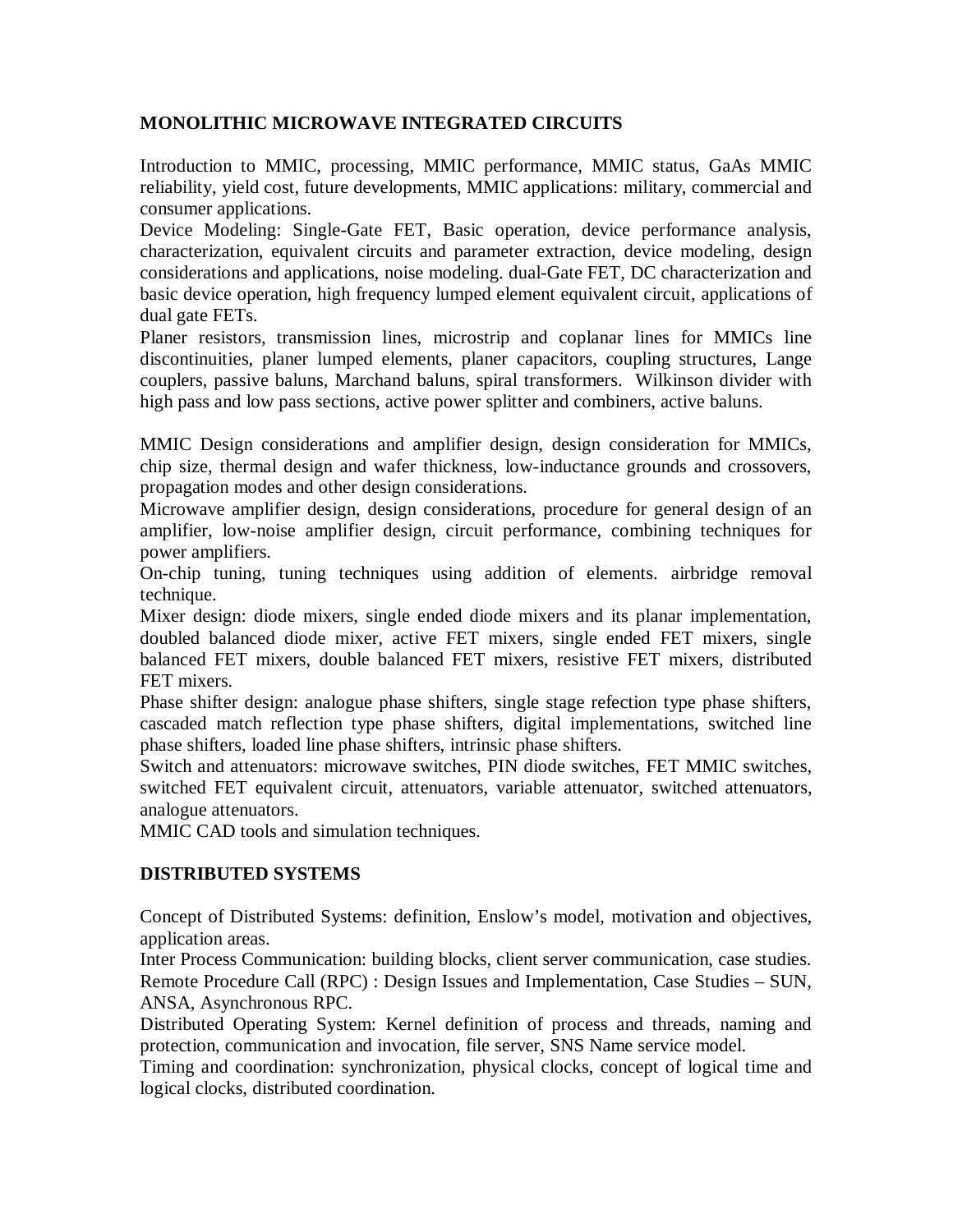## MONOLITHIC MICROWAVE INTEGRATED CIRCUITS

Introduction to MMIC, processing, MMIC performance, MMIC status, GaAs MMIC reliability, yield cost, future developments, MMIC applications: military, commercial and consumer applications.

Device Modeling: Single-Gate FET, Basic operation, device performance analysis, characterization, equivalent circuits and parameter extraction, device modeling, design considerations and applications, noise modeling. dual-Gate FET, DC characterization and basic device operation, high frequency lumped element equivalent circuit, applications of dual gate FETs.

Planer resistors, transmission lines, microstrip and coplanar lines for MMICs line discontinuities, planer lumped elements, planer capacitors, coupling structures, Lange couplers, passive baluns, Marchand baluns, spiral transformers. Wilkinson divider with high pass and low pass sections, active power splitter and combiners, active baluns.

MMIC Design considerations and amplifier design, design consideration for MMICs, chip size, thermal design and wafer thickness, low-inductance grounds and crossovers, propagation modes and other design considerations.

Microwave amplifier design, design considerations, procedure for general design of an amplifier, low-noise amplifier design, circuit performance, combining techniques for power amplifiers.

On-chip tuning, tuning techniques using addition of elements. airbridge removal technique.

Mixer design: diode mixers, single ended diode mixers and its planar implementation, doubled balanced diode mixer, active FET mixers, single ended FET mixers, single balanced FET mixers, double balanced FET mixers, resistive FET mixers, distributed FET mixers.

Phase shifter design: analogue phase shifters, single stage refection type phase shifters, cascaded match reflection type phase shifters, digital implementations, switched line phase shifters, loaded line phase shifters, intrinsic phase shifters.

Switch and attenuators: microwave switches, PIN diode switches, FET MMIC switches, switched FET equivalent circuit, attenuators, variable attenuator, switched attenuators, analogue attenuators.

MMIC CAD tools and simulation techniques.

## DISTRIBUTED SYSTEMS

Concept of Distributed Systems: definition, Enslow's model, motivation and objectives, application areas.

Inter Process Communication: building blocks, client server communication, case studies.

Remote Procedure Call (RPC) : Design Issues and Implementation, Case Studies – SUN, ANSA, Asynchronous RPC.

Distributed Operating System: Kernel definition of process and threads, naming and protection, communication and invocation, file server, SNS Name service model.

Timing and coordination: synchronization, physical clocks, concept of logical time and logical clocks, distributed coordination.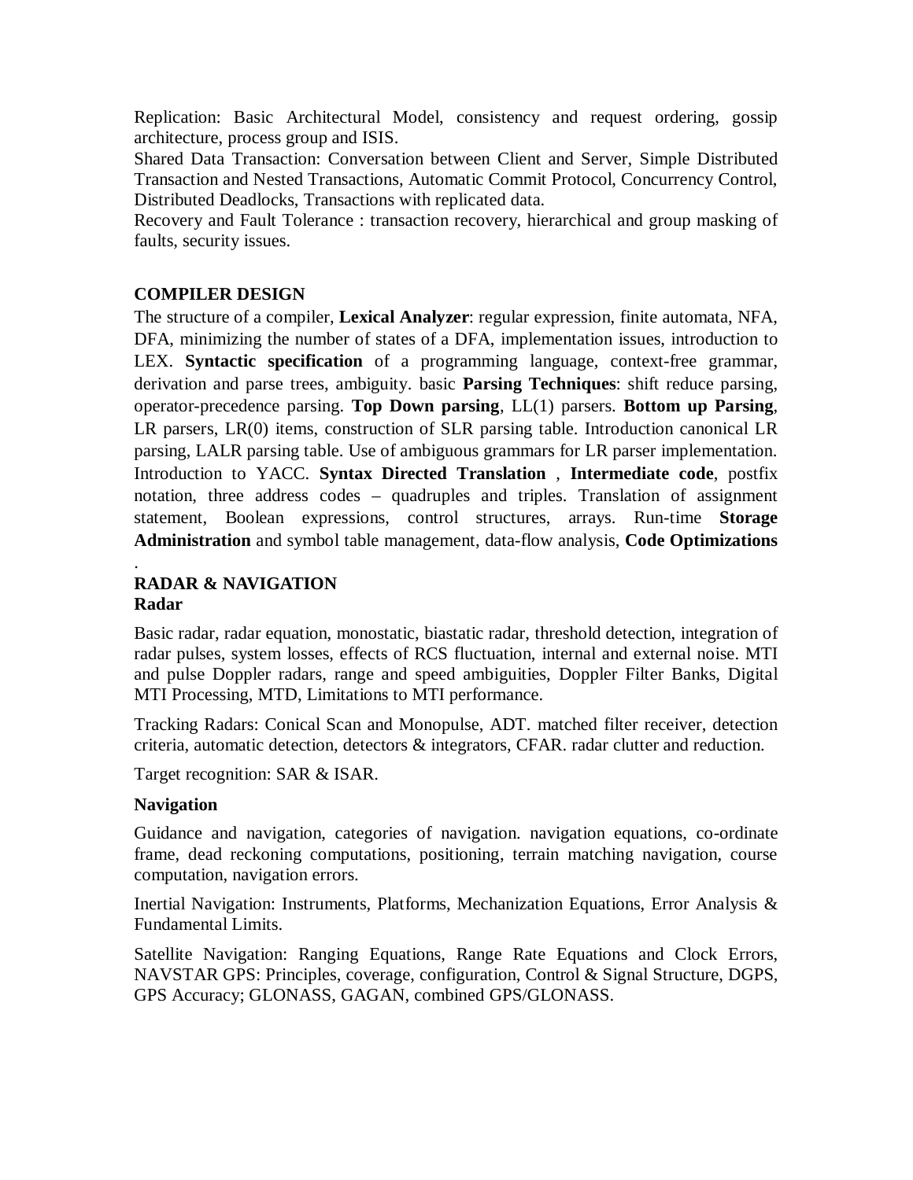Replication: Basic Architectural Model, consistency and request ordering, gossip architecture, process group and ISIS.
Shared Data Transaction: Conversation between Client and Server, Simple Distributed Transaction and Nested Transactions, Automatic Commit Protocol, Concurrency Control, Distributed Deadlocks, Transactions with replicated data.
Recovery and Fault Tolerance : transaction recovery, hierarchical and group masking of faults, security issues.

## COMPILER DESIGN

The structure of a compiler, **Lexical Analyzer**: regular expression, finite automata, NFA, DFA, minimizing the number of states of a DFA, implementation issues, introduction to LEX. **Syntactic specification** of a programming language, context-free grammar, derivation and parse trees, ambiguity. basic **Parsing Techniques**: shift reduce parsing, operator-precedence parsing. **Top Down parsing**, LL(1) parsers. **Bottom up Parsing**, LR parsers, LR(0) items, construction of SLR parsing table. Introduction canonical LR parsing, LALR parsing table. Use of ambiguous grammars for LR parser implementation. Introduction to YACC. **Syntax Directed Translation** , **Intermediate code**, postfix notation, three address codes – quadruples and triples. Translation of assignment statement, Boolean expressions, control structures, arrays. Run-time **Storage Administration** and symbol table management, data-flow analysis, **Code Optimizations**
.

## RADAR & NAVIGATION

### Radar

Basic radar, radar equation, monostatic, biastatic radar, threshold detection, integration of radar pulses, system losses, effects of RCS fluctuation, internal and external noise. MTI and pulse Doppler radars, range and speed ambiguities, Doppler Filter Banks, Digital MTI Processing, MTD, Limitations to MTI performance.

Tracking Radars: Conical Scan and Monopulse, ADT. matched filter receiver, detection criteria, automatic detection, detectors & integrators, CFAR. radar clutter and reduction.

Target recognition: SAR & ISAR.

### Navigation

Guidance and navigation, categories of navigation. navigation equations, co-ordinate frame, dead reckoning computations, positioning, terrain matching navigation, course computation, navigation errors.

Inertial Navigation: Instruments, Platforms, Mechanization Equations, Error Analysis & Fundamental Limits.

Satellite Navigation: Ranging Equations, Range Rate Equations and Clock Errors, NAVSTAR GPS: Principles, coverage, configuration, Control & Signal Structure, DGPS, GPS Accuracy; GLONASS, GAGAN, combined GPS/GLONASS.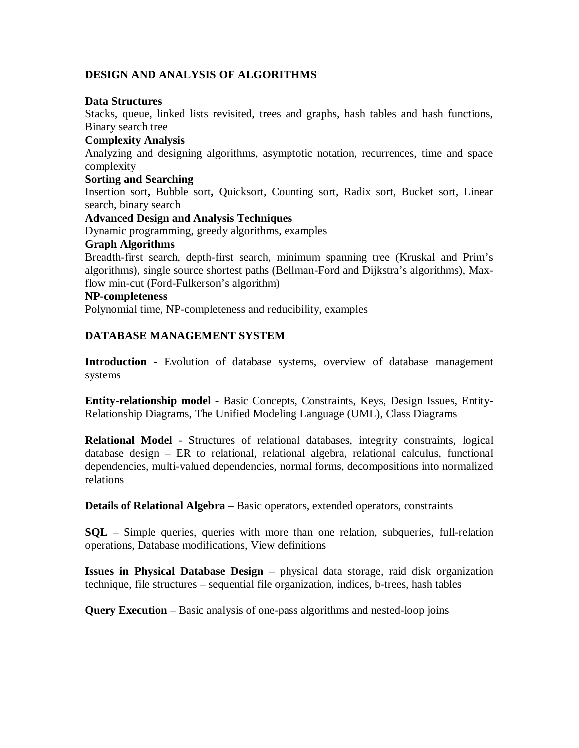## DESIGN AND ANALYSIS OF ALGORITHMS

**Data Structures**
Stacks, queue, linked lists revisited, trees and graphs, hash tables and hash functions, Binary search tree

**Complexity Analysis**
Analyzing and designing algorithms, asymptotic notation, recurrences, time and space complexity

**Sorting and Searching**
Insertion sort**,** Bubble sort**,** Quicksort, Counting sort, Radix sort, Bucket sort, Linear search, binary search

**Advanced Design and Analysis Techniques**
Dynamic programming, greedy algorithms, examples

**Graph Algorithms**
Breadth-first search, depth-first search, minimum spanning tree (Kruskal and Prim's algorithms), single source shortest paths (Bellman-Ford and Dijkstra's algorithms), Max-flow min-cut (Ford-Fulkerson's algorithm)

**NP-completeness**
Polynomial time, NP-completeness and reducibility, examples

## DATABASE MANAGEMENT SYSTEM

**Introduction** - Evolution of database systems, overview of database management systems

**Entity-relationship model** - Basic Concepts, Constraints, Keys, Design Issues, Entity-Relationship Diagrams, The Unified Modeling Language (UML), Class Diagrams

**Relational Model** - Structures of relational databases, integrity constraints, logical database design – ER to relational, relational algebra, relational calculus, functional dependencies, multi-valued dependencies, normal forms, decompositions into normalized relations

**Details of Relational Algebra** – Basic operators, extended operators, constraints

**SQL** – Simple queries, queries with more than one relation, subqueries, full-relation operations, Database modifications, View definitions

**Issues in Physical Database Design** – physical data storage, raid disk organization technique, file structures – sequential file organization, indices, b-trees, hash tables

**Query Execution** – Basic analysis of one-pass algorithms and nested-loop joins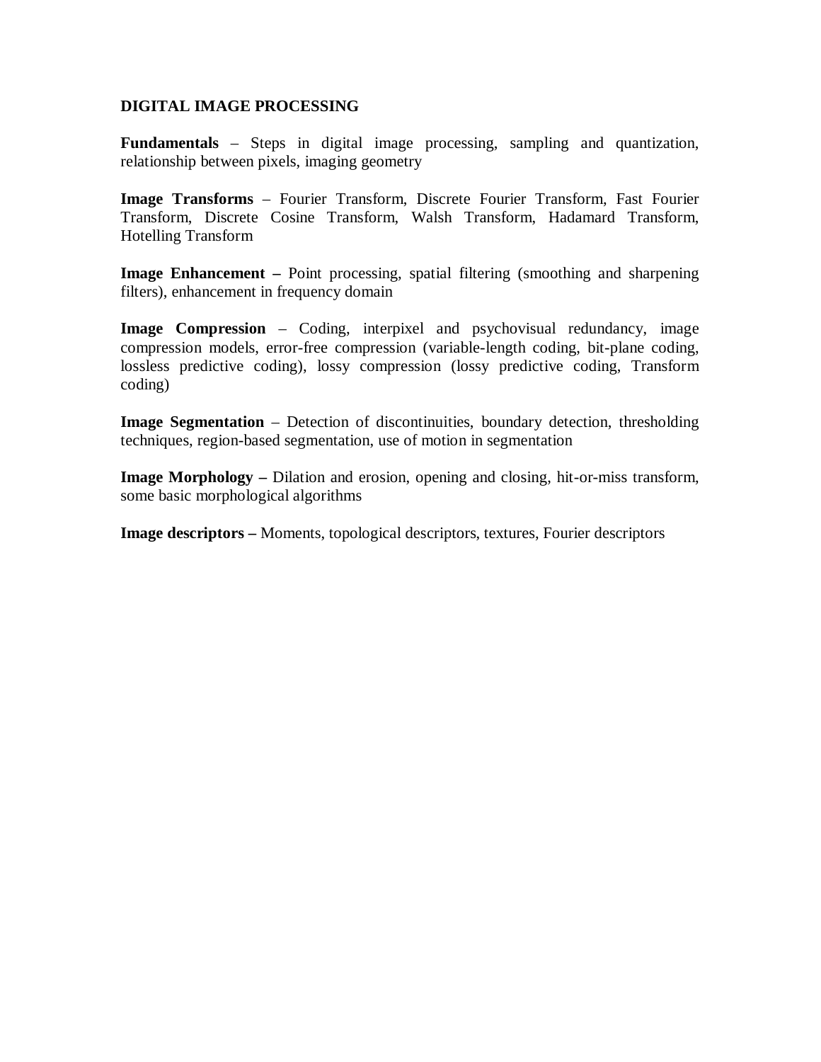# DIGITAL IMAGE PROCESSING

**Fundamentals** – Steps in digital image processing, sampling and quantization, relationship between pixels, imaging geometry

**Image Transforms** – Fourier Transform, Discrete Fourier Transform, Fast Fourier Transform, Discrete Cosine Transform, Walsh Transform, Hadamard Transform, Hotelling Transform

**Image Enhancement –** Point processing, spatial filtering (smoothing and sharpening filters), enhancement in frequency domain

**Image Compression** – Coding, interpixel and psychovisual redundancy, image compression models, error-free compression (variable-length coding, bit-plane coding, lossless predictive coding), lossy compression (lossy predictive coding, Transform coding)

**Image Segmentation** – Detection of discontinuities, boundary detection, thresholding techniques, region-based segmentation, use of motion in segmentation

**Image Morphology –** Dilation and erosion, opening and closing, hit-or-miss transform, some basic morphological algorithms

**Image descriptors –** Moments, topological descriptors, textures, Fourier descriptors